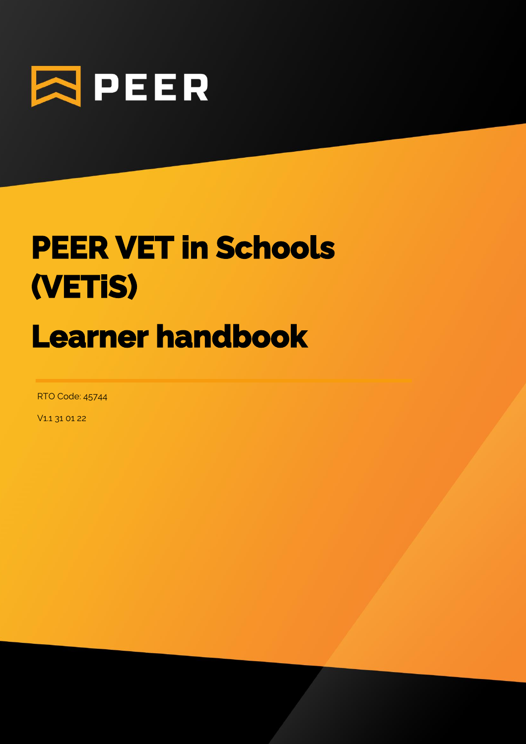PEER

# PEER VET in Schools (VETiS)

# Learner handbook

RTO Code: 45744

V1.1 31 01 22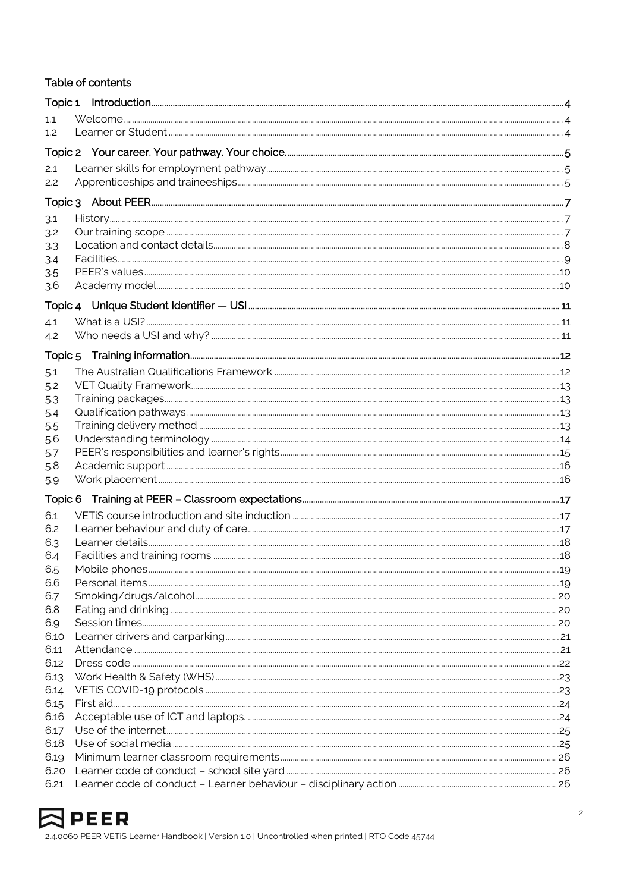Table of contents

| | | |
|---|---|---|
| **Topic 1** | **Introduction** | **4** |
| 1.1 | Welcome | 4 |
| 1.2 | Learner or Student | 4 |
| **Topic 2** | **Your career. Your pathway. Your choice.** | **5** |
| 2.1 | Learner skills for employment pathway | 5 |
| 2.2 | Apprenticeships and traineeships | 5 |
| **Topic 3** | **About PEER** | **7** |
| 3.1 | History | 7 |
| 3.2 | Our training scope | 7 |
| 3.3 | Location and contact details | 8 |
| 3.4 | Facilities | 9 |
| 3.5 | PEER's values | 10 |
| 3.6 | Academy model | 10 |
| **Topic 4** | **Unique Student Identifier — USI** | **11** |
| 4.1 | What is a USI? | 11 |
| 4.2 | Who needs a USI and why? | 11 |
| **Topic 5** | **Training information** | **12** |
| 5.1 | The Australian Qualifications Framework | 12 |
| 5.2 | VET Quality Framework | 13 |
| 5.3 | Training packages | 13 |
| 5.4 | Qualification pathways | 13 |
| 5.5 | Training delivery method | 13 |
| 5.6 | Understanding terminology | 14 |
| 5.7 | PEER's responsibilities and learner's rights | 15 |
| 5.8 | Academic support | 16 |
| 5.9 | Work placement | 16 |
| **Topic 6** | **Training at PEER – Classroom expectations** | **17** |
| 6.1 | VETiS course introduction and site induction | 17 |
| 6.2 | Learner behaviour and duty of care | 17 |
| 6.3 | Learner details | 18 |
| 6.4 | Facilities and training rooms | 18 |
| 6.5 | Mobile phones | 19 |
| 6.6 | Personal items | 19 |
| 6.7 | Smoking/drugs/alcohol | 20 |
| 6.8 | Eating and drinking | 20 |
| 6.9 | Session times | 20 |
| 6.10 | Learner drivers and carparking | 21 |
| 6.11 | Attendance | 21 |
| 6.12 | Dress code | 22 |
| 6.13 | Work Health & Safety (WHS) | 23 |
| 6.14 | VETiS COVID-19 protocols | 23 |
| 6.15 | First aid | 24 |
| 6.16 | Acceptable use of ICT and laptops. | 24 |
| 6.17 | Use of the internet | 25 |
| 6.18 | Use of social media | 25 |
| 6.19 | Minimum learner classroom requirements | 26 |
| 6.20 | Learner code of conduct – school site yard | 26 |
| 6.21 | Learner code of conduct – Learner behaviour – disciplinary action | 26 |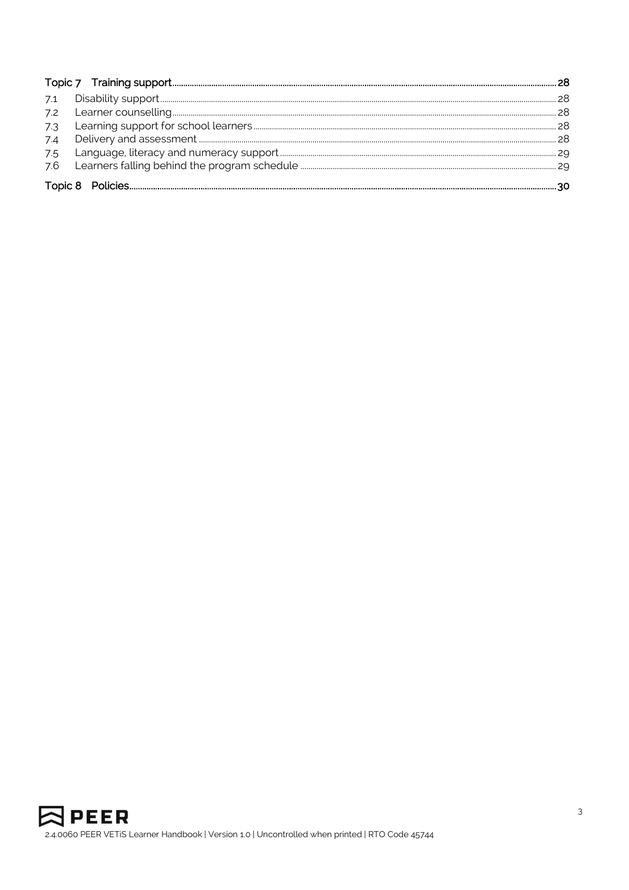Topic 7 Training support ........ 28

7.1 Disability support ........ 28

7.2 Learner counselling ........ 28

7.3 Learning support for school learners ........ 28

7.4 Delivery and assessment ........ 28

7.5 Language, literacy and numeracy support ........ 29

7.6 Learners falling behind the program schedule ........ 29

Topic 8 Policies ........ 30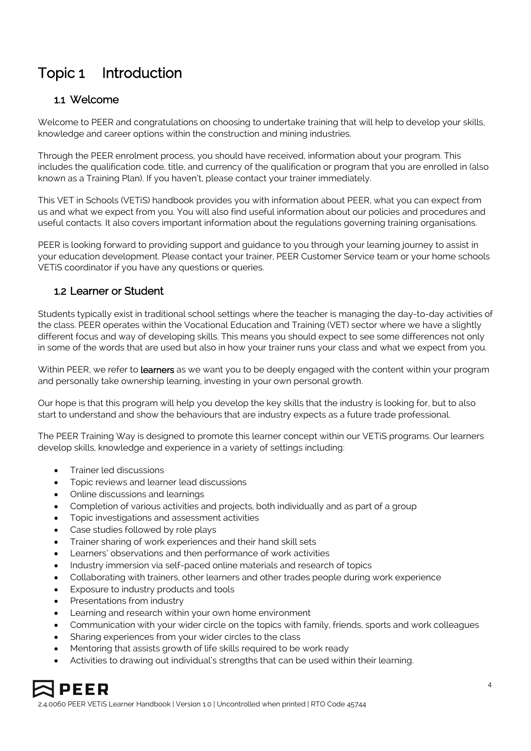# Topic 1 Introduction

## 1.1 Welcome

Welcome to PEER and congratulations on choosing to undertake training that will help to develop your skills, knowledge and career options within the construction and mining industries.

Through the PEER enrolment process, you should have received, information about your program. This includes the qualification code, title, and currency of the qualification or program that you are enrolled in (also known as a Training Plan). If you haven't, please contact your trainer immediately.

This VET in Schools (VETiS) handbook provides you with information about PEER, what you can expect from us and what we expect from you. You will also find useful information about our policies and procedures and useful contacts. It also covers important information about the regulations governing training organisations.

PEER is looking forward to providing support and guidance to you through your learning journey to assist in your education development. Please contact your trainer, PEER Customer Service team or your home schools VETiS coordinator if you have any questions or queries.

## 1.2 Learner or Student

Students typically exist in traditional school settings where the teacher is managing the day-to-day activities of the class. PEER operates within the Vocational Education and Training (VET) sector where we have a slightly different focus and way of developing skills. This means you should expect to see some differences not only in some of the words that are used but also in how your trainer runs your class and what we expect from you.

Within PEER, we refer to **learners** as we want you to be deeply engaged with the content within your program and personally take ownership learning, investing in your own personal growth.

Our hope is that this program will help you develop the key skills that the industry is looking for, but to also start to understand and show the behaviours that are industry expects as a future trade professional.

The PEER Training Way is designed to promote this learner concept within our VETiS programs. Our learners develop skills, knowledge and experience in a variety of settings including:

- Trainer led discussions
- Topic reviews and learner lead discussions
- Online discussions and learnings
- Completion of various activities and projects, both individually and as part of a group
- Topic investigations and assessment activities
- Case studies followed by role plays
- Trainer sharing of work experiences and their hand skill sets
- Learners' observations and then performance of work activities
- Industry immersion via self-paced online materials and research of topics
- Collaborating with trainers, other learners and other trades people during work experience
- Exposure to industry products and tools
- Presentations from industry
- Learning and research within your own home environment
- Communication with your wider circle on the topics with family, friends, sports and work colleagues
- Sharing experiences from your wider circles to the class
- Mentoring that assists growth of life skills required to be work ready
- Activities to drawing out individual's strengths that can be used within their learning.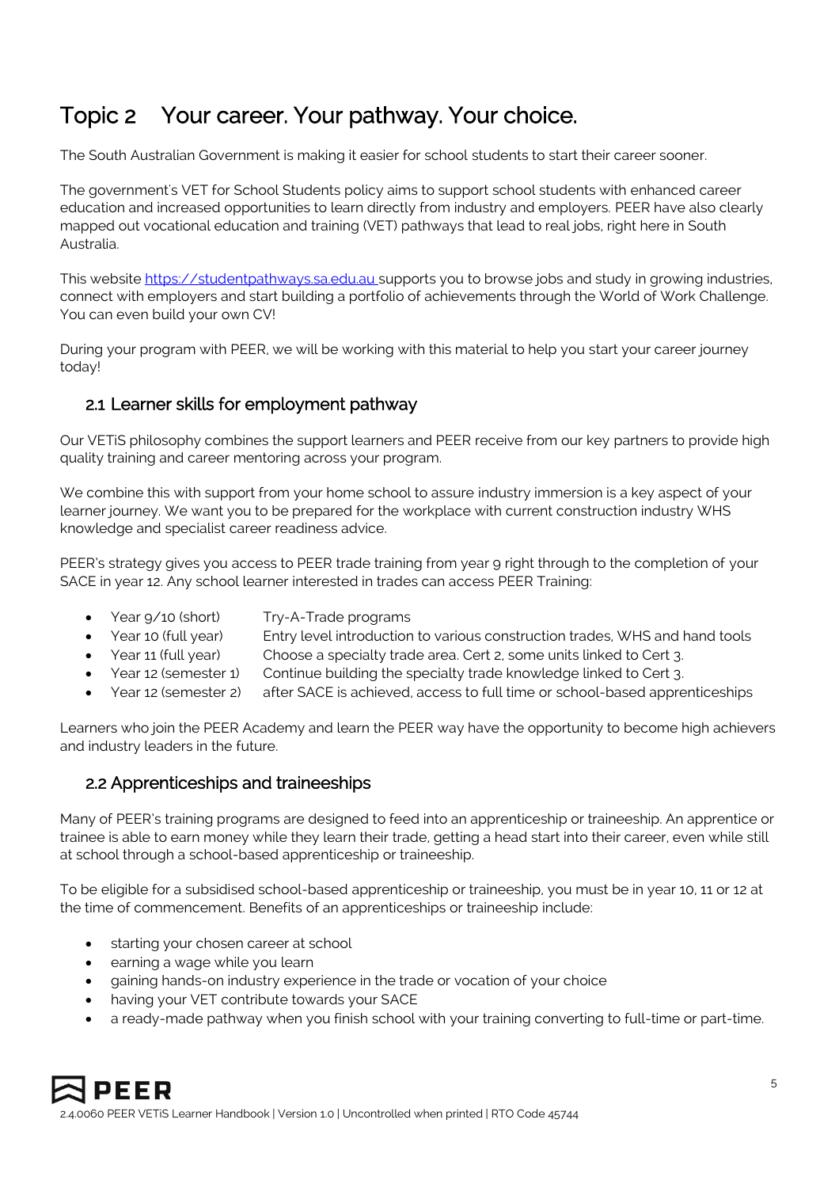# Topic 2 Your career. Your pathway. Your choice.

The South Australian Government is making it easier for school students to start their career sooner.

The government's VET for School Students policy aims to support school students with enhanced career education and increased opportunities to learn directly from industry and employers. PEER have also clearly mapped out vocational education and training (VET) pathways that lead to real jobs, right here in South Australia.

This website [https://studentpathways.sa.edu.au](https://studentpathways.sa.edu.au) supports you to browse jobs and study in growing industries, connect with employers and start building a portfolio of achievements through the World of Work Challenge. You can even build your own CV!

During your program with PEER, we will be working with this material to help you start your career journey today!

## 2.1 Learner skills for employment pathway

Our VETiS philosophy combines the support learners and PEER receive from our key partners to provide high quality training and career mentoring across your program.

We combine this with support from your home school to assure industry immersion is a key aspect of your learner journey. We want you to be prepared for the workplace with current construction industry WHS knowledge and specialist career readiness advice.

PEER's strategy gives you access to PEER trade training from year 9 right through to the completion of your SACE in year 12. Any school learner interested in trades can access PEER Training:

- Year 9/10 (short) Try-A-Trade programs
- Year 10 (full year) Entry level introduction to various construction trades, WHS and hand tools
- Year 11 (full year) Choose a specialty trade area. Cert 2, some units linked to Cert 3.
- Year 12 (semester 1) Continue building the specialty trade knowledge linked to Cert 3.
- Year 12 (semester 2) after SACE is achieved, access to full time or school-based apprenticeships

Learners who join the PEER Academy and learn the PEER way have the opportunity to become high achievers and industry leaders in the future.

## 2.2 Apprenticeships and traineeships

Many of PEER's training programs are designed to feed into an apprenticeship or traineeship. An apprentice or trainee is able to earn money while they learn their trade, getting a head start into their career, even while still at school through a school-based apprenticeship or traineeship.

To be eligible for a subsidised school-based apprenticeship or traineeship, you must be in year 10, 11 or 12 at the time of commencement. Benefits of an apprenticeships or traineeship include:

- starting your chosen career at school
- earning a wage while you learn
- gaining hands-on industry experience in the trade or vocation of your choice
- having your VET contribute towards your SACE
- a ready-made pathway when you finish school with your training converting to full-time or part-time.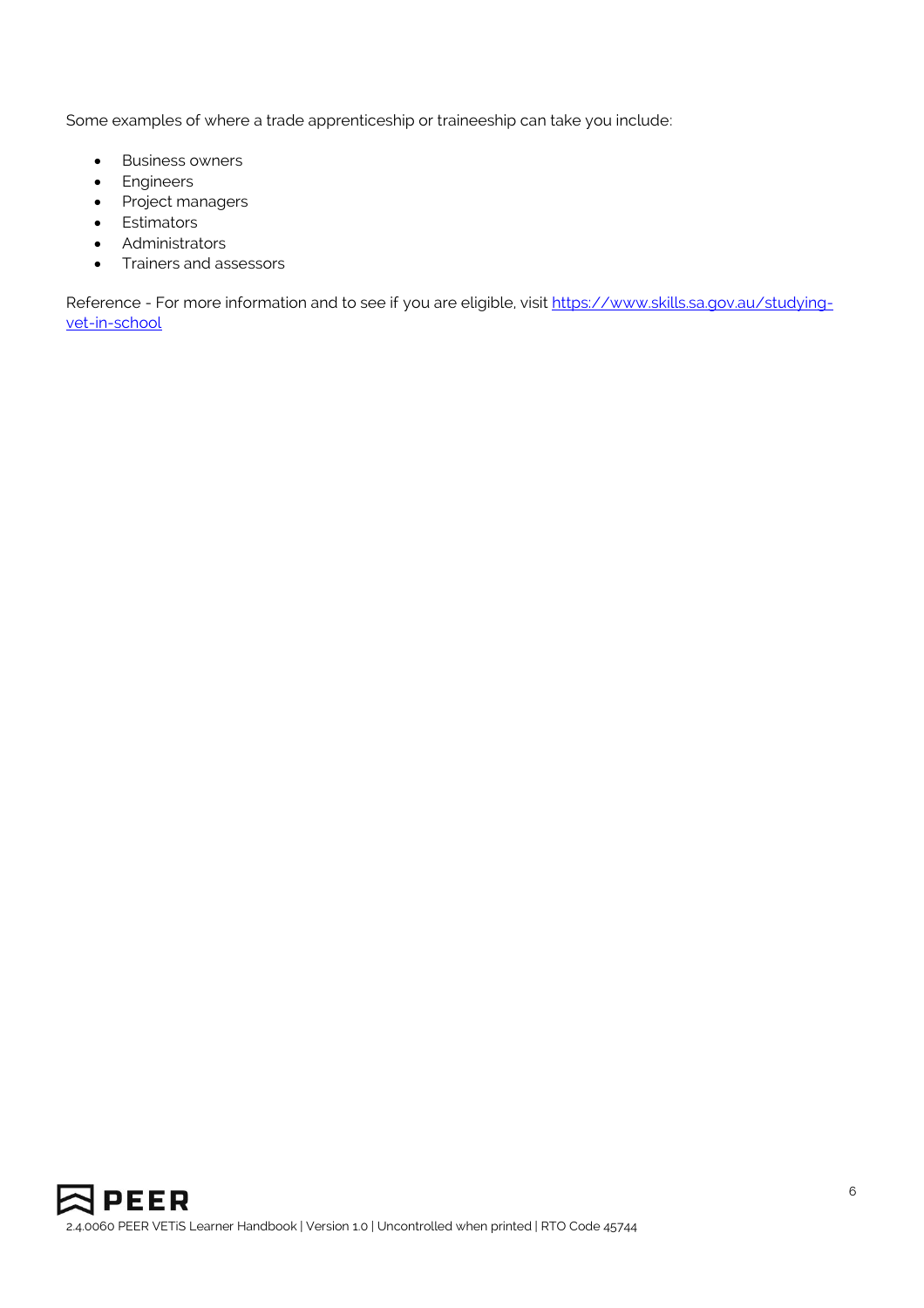Some examples of where a trade apprenticeship or traineeship can take you include:

- Business owners
- Engineers
- Project managers
- Estimators
- Administrators
- Trainers and assessors

Reference - For more information and to see if you are eligible, visit [https://www.skills.sa.gov.au/studying-vet-in-school](https://www.skills.sa.gov.au/studying-vet-in-school)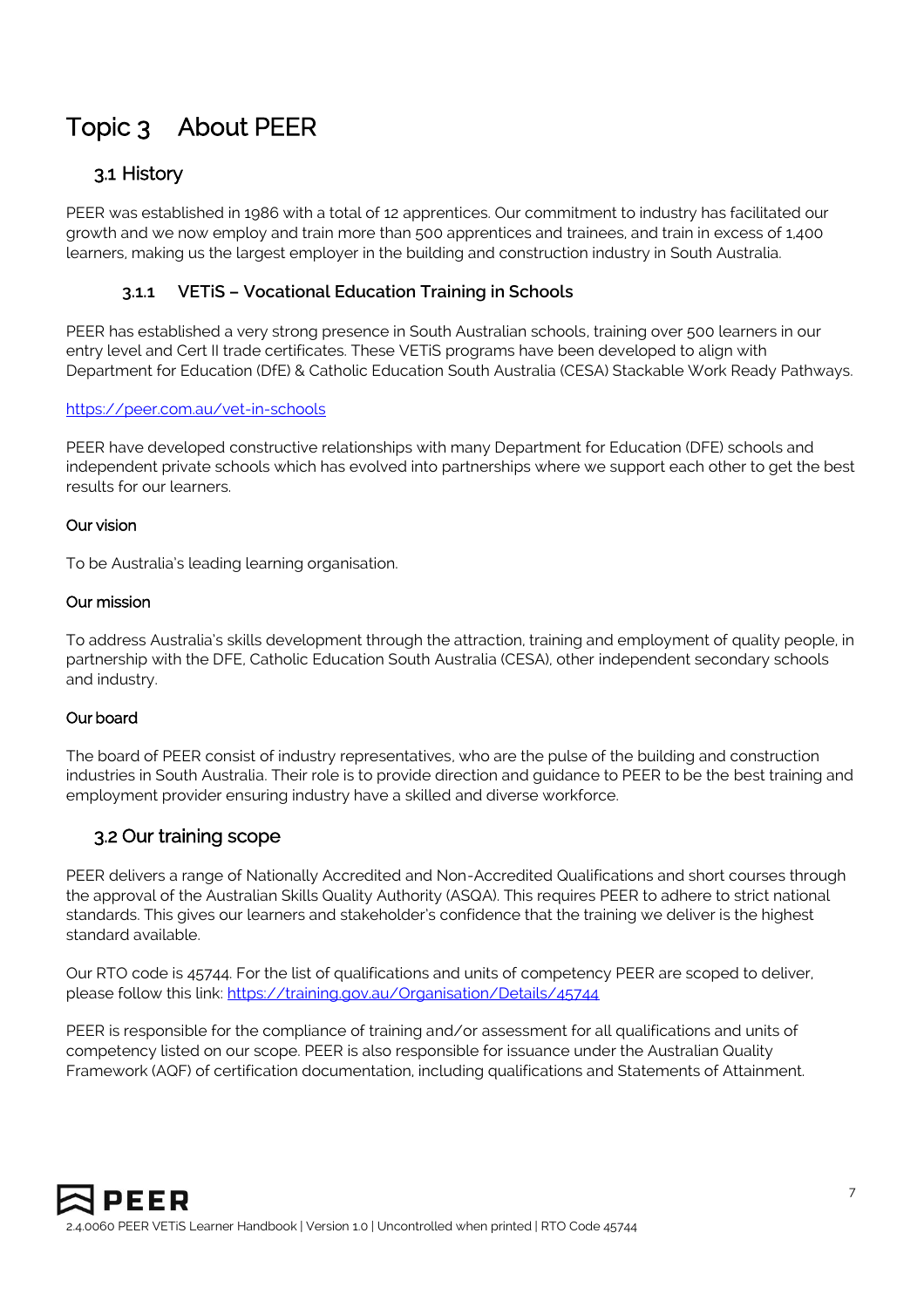# Topic 3 About PEER

## 3.1 History

PEER was established in 1986 with a total of 12 apprentices. Our commitment to industry has facilitated our growth and we now employ and train more than 500 apprentices and trainees, and train in excess of 1,400 learners, making us the largest employer in the building and construction industry in South Australia.

### 3.1.1 VETiS – Vocational Education Training in Schools

PEER has established a very strong presence in South Australian schools, training over 500 learners in our entry level and Cert II trade certificates. These VETiS programs have been developed to align with Department for Education (DfE) & Catholic Education South Australia (CESA) Stackable Work Ready Pathways.

https://peer.com.au/vet-in-schools

PEER have developed constructive relationships with many Department for Education (DFE) schools and independent private schools which has evolved into partnerships where we support each other to get the best results for our learners.

#### Our vision

To be Australia's leading learning organisation.

#### Our mission

To address Australia's skills development through the attraction, training and employment of quality people, in partnership with the DFE, Catholic Education South Australia (CESA), other independent secondary schools and industry.

#### Our board

The board of PEER consist of industry representatives, who are the pulse of the building and construction industries in South Australia. Their role is to provide direction and guidance to PEER to be the best training and employment provider ensuring industry have a skilled and diverse workforce.

## 3.2 Our training scope

PEER delivers a range of Nationally Accredited and Non-Accredited Qualifications and short courses through the approval of the Australian Skills Quality Authority (ASQA). This requires PEER to adhere to strict national standards. This gives our learners and stakeholder's confidence that the training we deliver is the highest standard available.

Our RTO code is 45744. For the list of qualifications and units of competency PEER are scoped to deliver, please follow this link: https://training.gov.au/Organisation/Details/45744

PEER is responsible for the compliance of training and/or assessment for all qualifications and units of competency listed on our scope. PEER is also responsible for issuance under the Australian Quality Framework (AQF) of certification documentation, including qualifications and Statements of Attainment.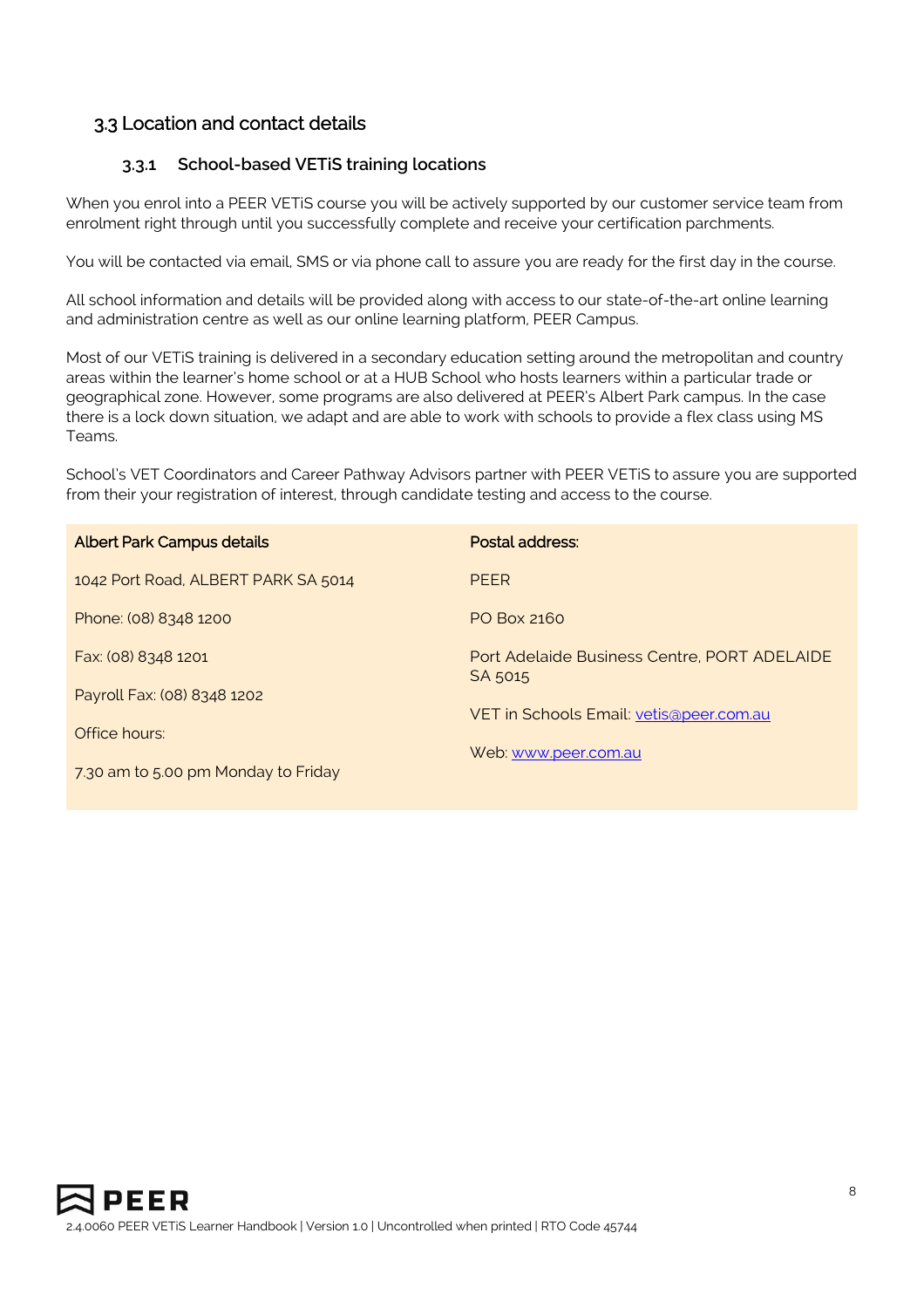## 3.3 Location and contact details

### 3.3.1 School-based VETiS training locations

When you enrol into a PEER VETiS course you will be actively supported by our customer service team from enrolment right through until you successfully complete and receive your certification parchments.

You will be contacted via email, SMS or via phone call to assure you are ready for the first day in the course.

All school information and details will be provided along with access to our state-of-the-art online learning and administration centre as well as our online learning platform, PEER Campus.

Most of our VETiS training is delivered in a secondary education setting around the metropolitan and country areas within the learner's home school or at a HUB School who hosts learners within a particular trade or geographical zone. However, some programs are also delivered at PEER's Albert Park campus. In the case there is a lock down situation, we adapt and are able to work with schools to provide a flex class using MS Teams.

School's VET Coordinators and Career Pathway Advisors partner with PEER VETiS to assure you are supported from their your registration of interest, through candidate testing and access to the course.

| Albert Park Campus details | Postal address: |
|---|---|
| 1042 Port Road, ALBERT PARK SA 5014 | PEER |
| Phone: (08) 8348 1200 | PO Box 2160 |
| Fax: (08) 8348 1201 | Port Adelaide Business Centre, PORT ADELAIDE SA 5015 |
| Payroll Fax: (08) 8348 1202 | VET in Schools Email: vetis@peer.com.au |
| Office hours: | Web: www.peer.com.au |
| 7.30 am to 5.00 pm Monday to Friday | |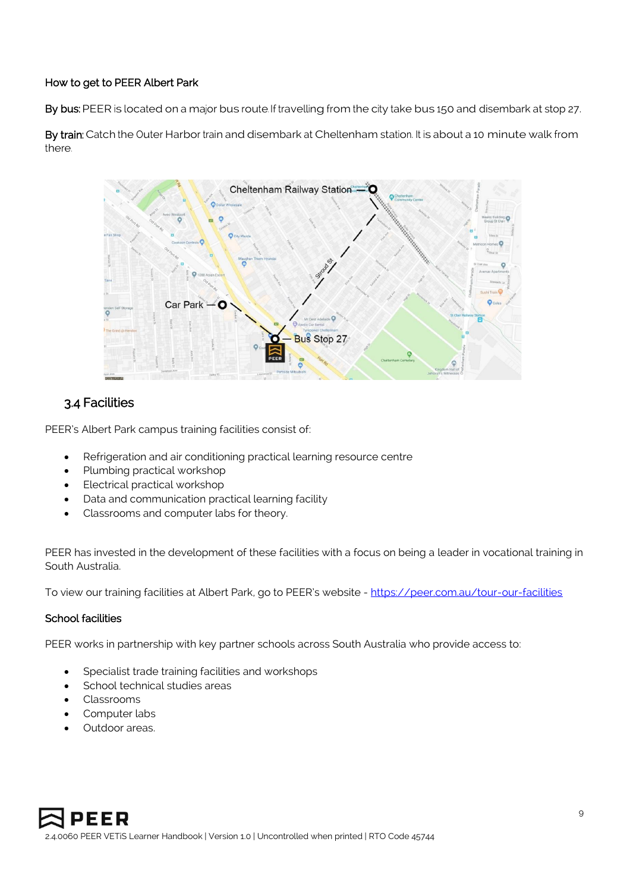How to get to PEER Albert Park

**By bus:** PEER is located on a major bus route If travelling from the city take bus 150 and disembark at stop 27.

**By train:** Catch the Outer Harbor train and disembark at Cheltenham station. It is about a 10 minute walk from there.

## 3.4 Facilities

PEER's Albert Park campus training facilities consist of:

- Refrigeration and air conditioning practical learning resource centre
- Plumbing practical workshop
- Electrical practical workshop
- Data and communication practical learning facility
- Classrooms and computer labs for theory.

PEER has invested in the development of these facilities with a focus on being a leader in vocational training in South Australia.

To view our training facilities at Albert Park, go to PEER's website - https://peer.com.au/tour-our-facilities

### School facilities

PEER works in partnership with key partner schools across South Australia who provide access to:

- Specialist trade training facilities and workshops
- School technical studies areas
- Classrooms
- Computer labs
- Outdoor areas.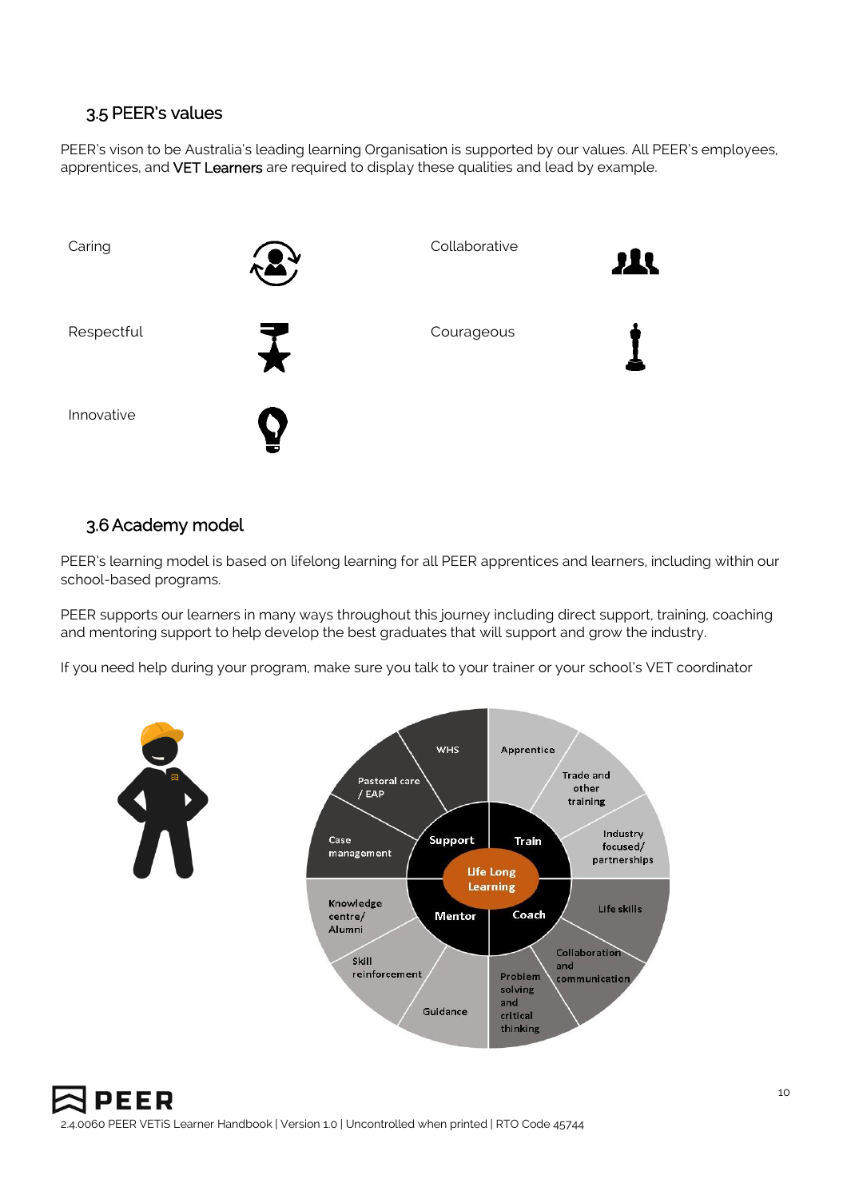## 3.5 PEER's values

PEER's vison to be Australia's leading learning Organisation is supported by our values. All PEER's employees, apprentices, and VET Learners are required to display these qualities and lead by example.

| | |
|---|---|
| Caring | Collaborative |
| Respectful | Courageous |
| Innovative | |

## 3.6 Academy model

PEER's learning model is based on lifelong learning for all PEER apprentices and learners, including within our school-based programs.

PEER supports our learners in many ways throughout this journey including direct support, training, coaching and mentoring support to help develop the best graduates that will support and grow the industry.

If you need help during your program, make sure you talk to your trainer or your school's VET coordinator

Life Long Learning

- **Support**: WHS; Pastoral care / EAP; Case management
- **Train**: Apprentice; Trade and other training; Industry focused/ partnerships
- **Coach**: Life skills; Collaboration and communication; Problem solving and critical thinking
- **Mentor**: Guidance; Skill reinforcement; Knowledge centre/ Alumni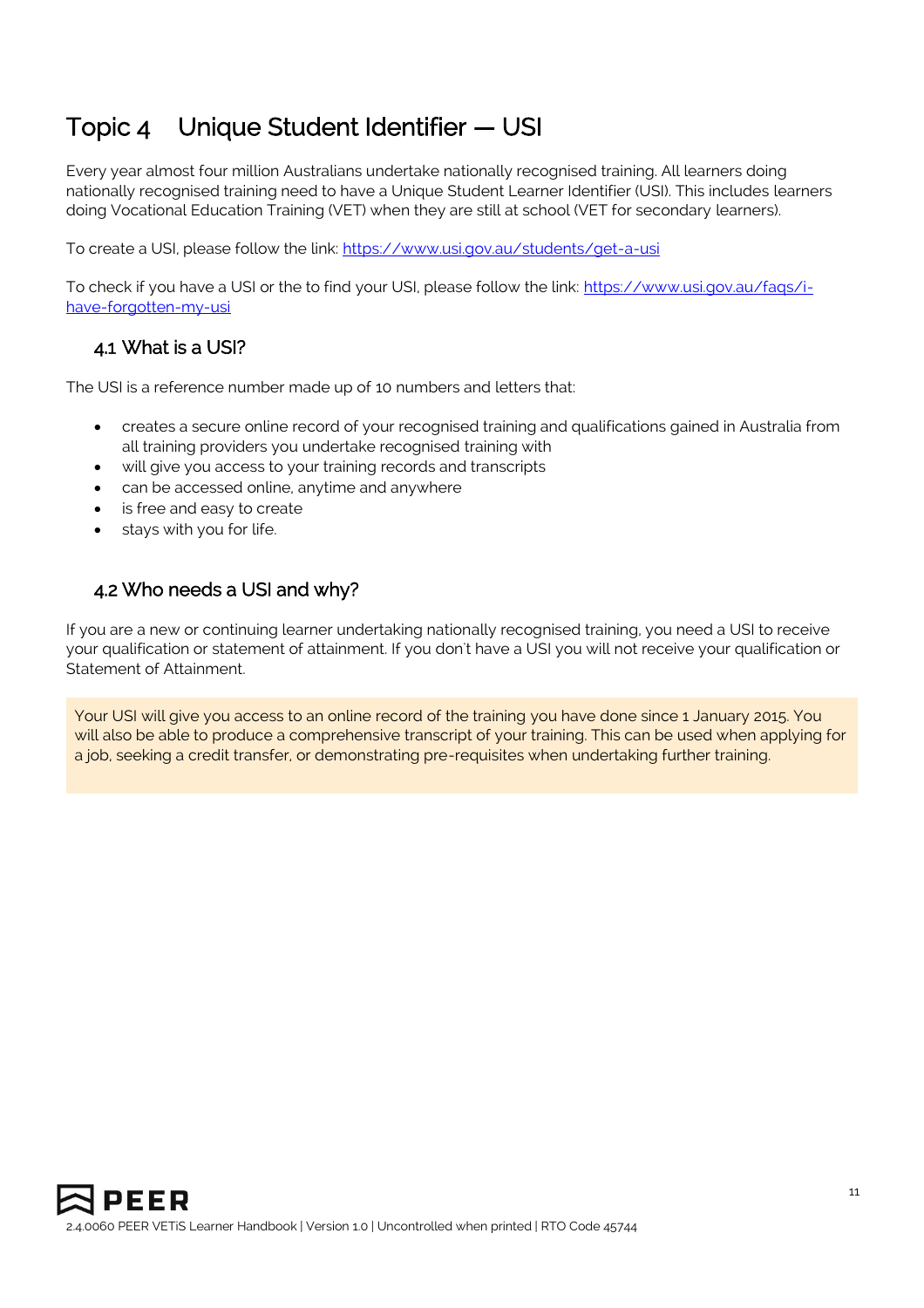# Topic 4 Unique Student Identifier — USI

Every year almost four million Australians undertake nationally recognised training. All learners doing nationally recognised training need to have a Unique Student Learner Identifier (USI). This includes learners doing Vocational Education Training (VET) when they are still at school (VET for secondary learners).

To create a USI, please follow the link: [https://www.usi.gov.au/students/get-a-usi](https://www.usi.gov.au/students/get-a-usi)

To check if you have a USI or the to find your USI, please follow the link: [https://www.usi.gov.au/faqs/i-have-forgotten-my-usi](https://www.usi.gov.au/faqs/i-have-forgotten-my-usi)

## 4.1 What is a USI?

The USI is a reference number made up of 10 numbers and letters that:

- creates a secure online record of your recognised training and qualifications gained in Australia from all training providers you undertake recognised training with
- will give you access to your training records and transcripts
- can be accessed online, anytime and anywhere
- is free and easy to create
- stays with you for life.

## 4.2 Who needs a USI and why?

If you are a new or continuing learner undertaking nationally recognised training, you need a USI to receive your qualification or statement of attainment. If you don't have a USI you will not receive your qualification or Statement of Attainment.

> Your USI will give you access to an online record of the training you have done since 1 January 2015. You will also be able to produce a comprehensive transcript of your training. This can be used when applying for a job, seeking a credit transfer, or demonstrating pre-requisites when undertaking further training.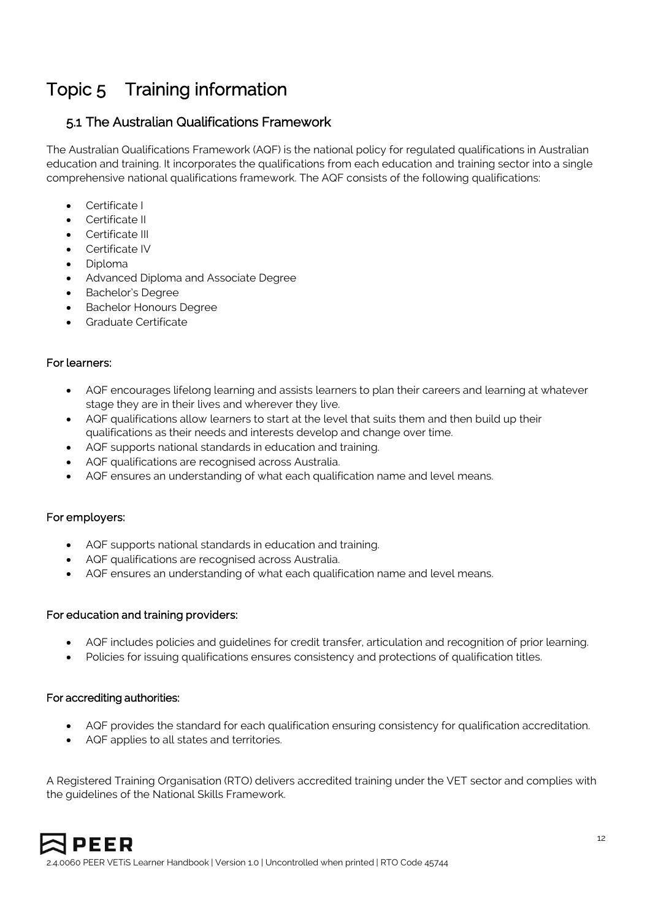# Topic 5 Training information

## 5.1 The Australian Qualifications Framework

The Australian Qualifications Framework (AQF) is the national policy for regulated qualifications in Australian education and training. It incorporates the qualifications from each education and training sector into a single comprehensive national qualifications framework. The AQF consists of the following qualifications:

- Certificate I
- Certificate II
- Certificate III
- Certificate IV
- Diploma
- Advanced Diploma and Associate Degree
- Bachelor's Degree
- Bachelor Honours Degree
- Graduate Certificate

### For learners:

- AQF encourages lifelong learning and assists learners to plan their careers and learning at whatever stage they are in their lives and wherever they live.
- AQF qualifications allow learners to start at the level that suits them and then build up their qualifications as their needs and interests develop and change over time.
- AQF supports national standards in education and training.
- AQF qualifications are recognised across Australia.
- AQF ensures an understanding of what each qualification name and level means.

### For employers:

- AQF supports national standards in education and training.
- AQF qualifications are recognised across Australia.
- AQF ensures an understanding of what each qualification name and level means.

### For education and training providers:

- AQF includes policies and guidelines for credit transfer, articulation and recognition of prior learning.
- Policies for issuing qualifications ensures consistency and protections of qualification titles.

### For accrediting authorities:

- AQF provides the standard for each qualification ensuring consistency for qualification accreditation.
- AQF applies to all states and territories.

A Registered Training Organisation (RTO) delivers accredited training under the VET sector and complies with the guidelines of the National Skills Framework.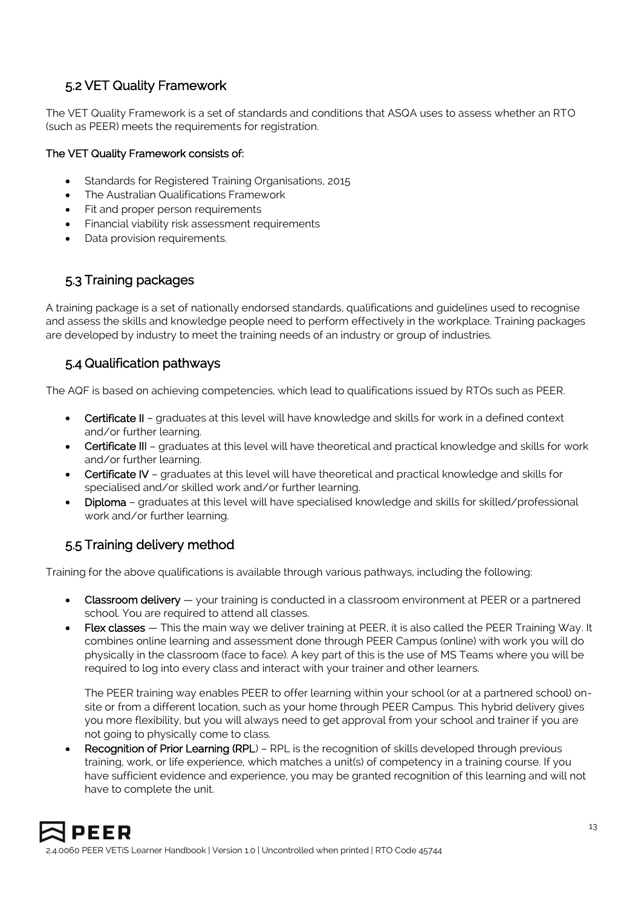## 5.2 VET Quality Framework

The VET Quality Framework is a set of standards and conditions that ASQA uses to assess whether an RTO (such as PEER) meets the requirements for registration.

**The VET Quality Framework consists of:**

- Standards for Registered Training Organisations, 2015
- The Australian Qualifications Framework
- Fit and proper person requirements
- Financial viability risk assessment requirements
- Data provision requirements.

## 5.3 Training packages

A training package is a set of nationally endorsed standards, qualifications and guidelines used to recognise and assess the skills and knowledge people need to perform effectively in the workplace. Training packages are developed by industry to meet the training needs of an industry or group of industries.

## 5.4 Qualification pathways

The AQF is based on achieving competencies, which lead to qualifications issued by RTOs such as PEER.

- **Certificate II** – graduates at this level will have knowledge and skills for work in a defined context and/or further learning.
- **Certificate III** – graduates at this level will have theoretical and practical knowledge and skills for work and/or further learning.
- **Certificate IV** – graduates at this level will have theoretical and practical knowledge and skills for specialised and/or skilled work and/or further learning.
- **Diploma** – graduates at this level will have specialised knowledge and skills for skilled/professional work and/or further learning.

## 5.5 Training delivery method

Training for the above qualifications is available through various pathways, including the following:

- **Classroom delivery** — your training is conducted in a classroom environment at PEER or a partnered school. You are required to attend all classes.
- **Flex classes** — This the main way we deliver training at PEER, it is also called the PEER Training Way. It combines online learning and assessment done through PEER Campus (online) with work you will do physically in the classroom (face to face). A key part of this is the use of MS Teams where you will be required to log into every class and interact with your trainer and other learners.

  The PEER training way enables PEER to offer learning within your school (or at a partnered school) on-site or from a different location, such as your home through PEER Campus. This hybrid delivery gives you more flexibility, but you will always need to get approval from your school and trainer if you are not going to physically come to class.
- **Recognition of Prior Learning (RPL**) – RPL is the recognition of skills developed through previous training, work, or life experience, which matches a unit(s) of competency in a training course. If you have sufficient evidence and experience, you may be granted recognition of this learning and will not have to complete the unit.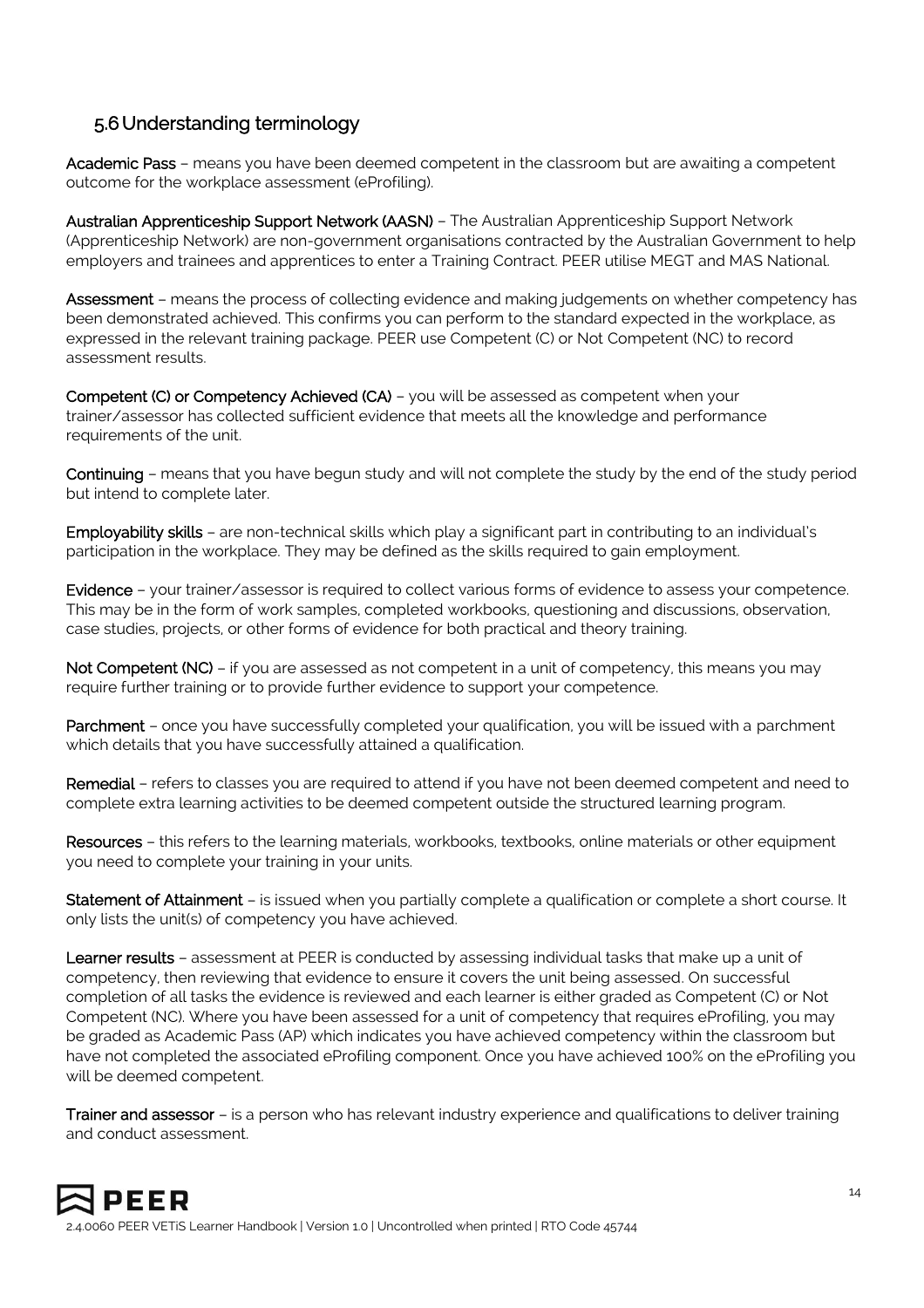## 5.6 Understanding terminology

**Academic Pass** – means you have been deemed competent in the classroom but are awaiting a competent outcome for the workplace assessment (eProfiling).

**Australian Apprenticeship Support Network (AASN)** – The Australian Apprenticeship Support Network (Apprenticeship Network) are non-government organisations contracted by the Australian Government to help employers and trainees and apprentices to enter a Training Contract. PEER utilise MEGT and MAS National.

**Assessment** – means the process of collecting evidence and making judgements on whether competency has been demonstrated achieved. This confirms you can perform to the standard expected in the workplace, as expressed in the relevant training package. PEER use Competent (C) or Not Competent (NC) to record assessment results.

**Competent (C) or Competency Achieved (CA)** – you will be assessed as competent when your trainer/assessor has collected sufficient evidence that meets all the knowledge and performance requirements of the unit.

**Continuing** – means that you have begun study and will not complete the study by the end of the study period but intend to complete later.

**Employability skills** – are non-technical skills which play a significant part in contributing to an individual's participation in the workplace. They may be defined as the skills required to gain employment.

**Evidence** – your trainer/assessor is required to collect various forms of evidence to assess your competence. This may be in the form of work samples, completed workbooks, questioning and discussions, observation, case studies, projects, or other forms of evidence for both practical and theory training.

**Not Competent (NC)** – if you are assessed as not competent in a unit of competency, this means you may require further training or to provide further evidence to support your competence.

**Parchment** – once you have successfully completed your qualification, you will be issued with a parchment which details that you have successfully attained a qualification.

**Remedial** – refers to classes you are required to attend if you have not been deemed competent and need to complete extra learning activities to be deemed competent outside the structured learning program.

**Resources** – this refers to the learning materials, workbooks, textbooks, online materials or other equipment you need to complete your training in your units.

**Statement of Attainment** – is issued when you partially complete a qualification or complete a short course. It only lists the unit(s) of competency you have achieved.

**Learner results** – assessment at PEER is conducted by assessing individual tasks that make up a unit of competency, then reviewing that evidence to ensure it covers the unit being assessed. On successful completion of all tasks the evidence is reviewed and each learner is either graded as Competent (C) or Not Competent (NC). Where you have been assessed for a unit of competency that requires eProfiling, you may be graded as Academic Pass (AP) which indicates you have achieved competency within the classroom but have not completed the associated eProfiling component. Once you have achieved 100% on the eProfiling you will be deemed competent.

**Trainer and assessor** – is a person who has relevant industry experience and qualifications to deliver training and conduct assessment.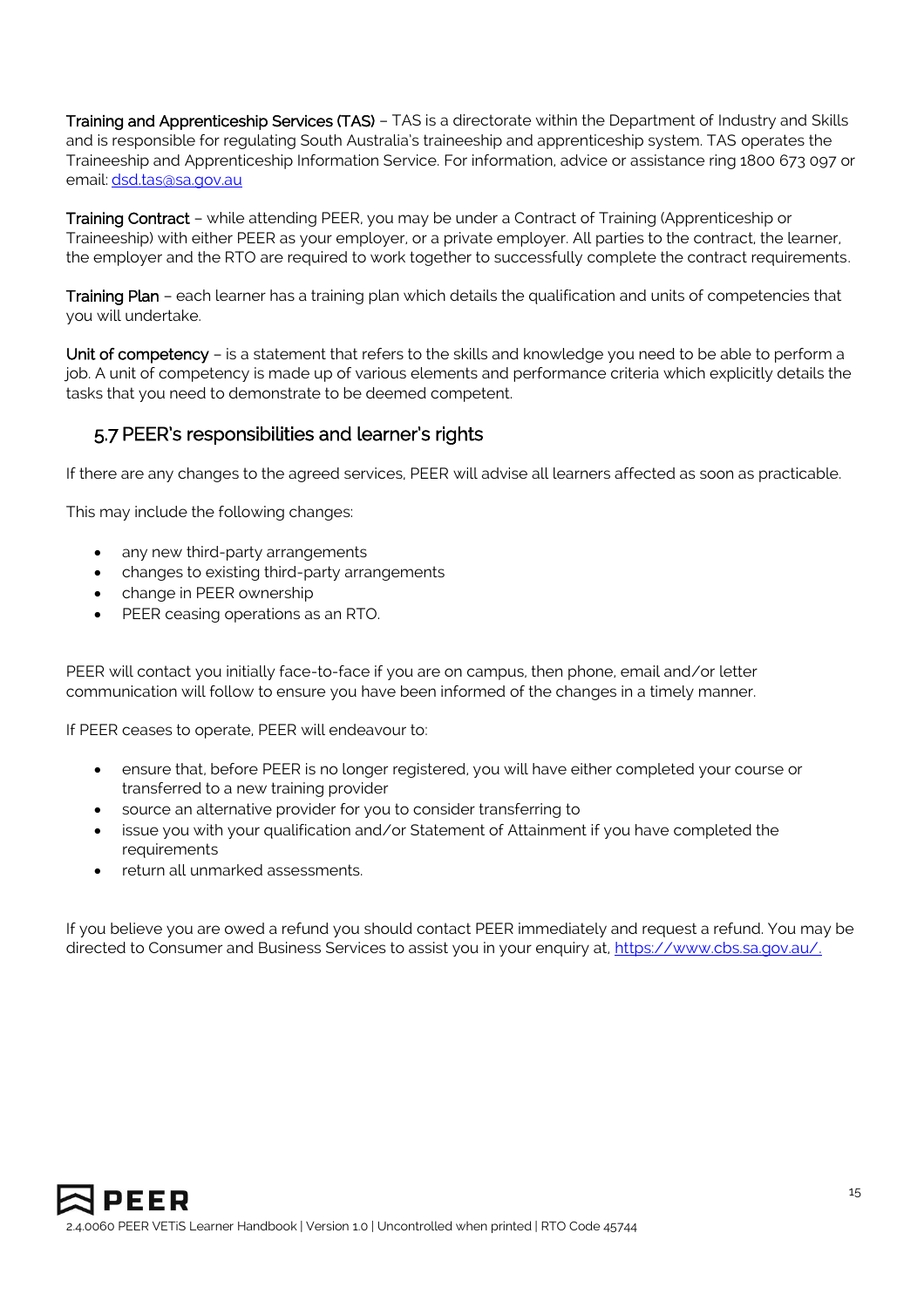**Training and Apprenticeship Services (TAS)** – TAS is a directorate within the Department of Industry and Skills and is responsible for regulating South Australia's traineeship and apprenticeship system. TAS operates the Traineeship and Apprenticeship Information Service. For information, advice or assistance ring 1800 673 097 or email: dsd.tas@sa.gov.au

**Training Contract** – while attending PEER, you may be under a Contract of Training (Apprenticeship or Traineeship) with either PEER as your employer, or a private employer. All parties to the contract, the learner, the employer and the RTO are required to work together to successfully complete the contract requirements.

**Training Plan** – each learner has a training plan which details the qualification and units of competencies that you will undertake.

**Unit of competency** – is a statement that refers to the skills and knowledge you need to be able to perform a job. A unit of competency is made up of various elements and performance criteria which explicitly details the tasks that you need to demonstrate to be deemed competent.

## 5.7 PEER's responsibilities and learner's rights

If there are any changes to the agreed services, PEER will advise all learners affected as soon as practicable.

This may include the following changes:

- any new third-party arrangements
- changes to existing third-party arrangements
- change in PEER ownership
- PEER ceasing operations as an RTO.

PEER will contact you initially face-to-face if you are on campus, then phone, email and/or letter communication will follow to ensure you have been informed of the changes in a timely manner.

If PEER ceases to operate, PEER will endeavour to:

- ensure that, before PEER is no longer registered, you will have either completed your course or transferred to a new training provider
- source an alternative provider for you to consider transferring to
- issue you with your qualification and/or Statement of Attainment if you have completed the requirements
- return all unmarked assessments.

If you believe you are owed a refund you should contact PEER immediately and request a refund. You may be directed to Consumer and Business Services to assist you in your enquiry at, https://www.cbs.sa.gov.au/.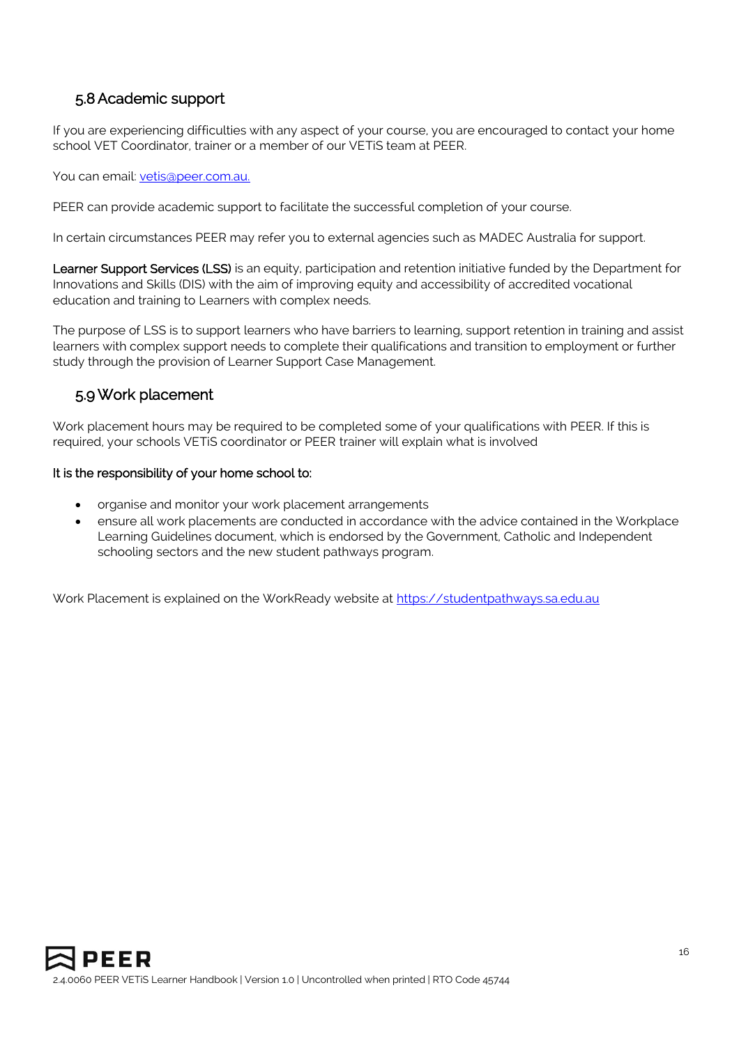## 5.8 Academic support

If you are experiencing difficulties with any aspect of your course, you are encouraged to contact your home school VET Coordinator, trainer or a member of our VETiS team at PEER.

You can email: vetis@peer.com.au.

PEER can provide academic support to facilitate the successful completion of your course.

In certain circumstances PEER may refer you to external agencies such as MADEC Australia for support.

**Learner Support Services (LSS)** is an equity, participation and retention initiative funded by the Department for Innovations and Skills (DIS) with the aim of improving equity and accessibility of accredited vocational education and training to Learners with complex needs.

The purpose of LSS is to support learners who have barriers to learning, support retention in training and assist learners with complex support needs to complete their qualifications and transition to employment or further study through the provision of Learner Support Case Management.

## 5.9 Work placement

Work placement hours may be required to be completed some of your qualifications with PEER. If this is required, your schools VETiS coordinator or PEER trainer will explain what is involved

**It is the responsibility of your home school to:**

- organise and monitor your work placement arrangements
- ensure all work placements are conducted in accordance with the advice contained in the Workplace Learning Guidelines document, which is endorsed by the Government, Catholic and Independent schooling sectors and the new student pathways program.

Work Placement is explained on the WorkReady website at https://studentpathways.sa.edu.au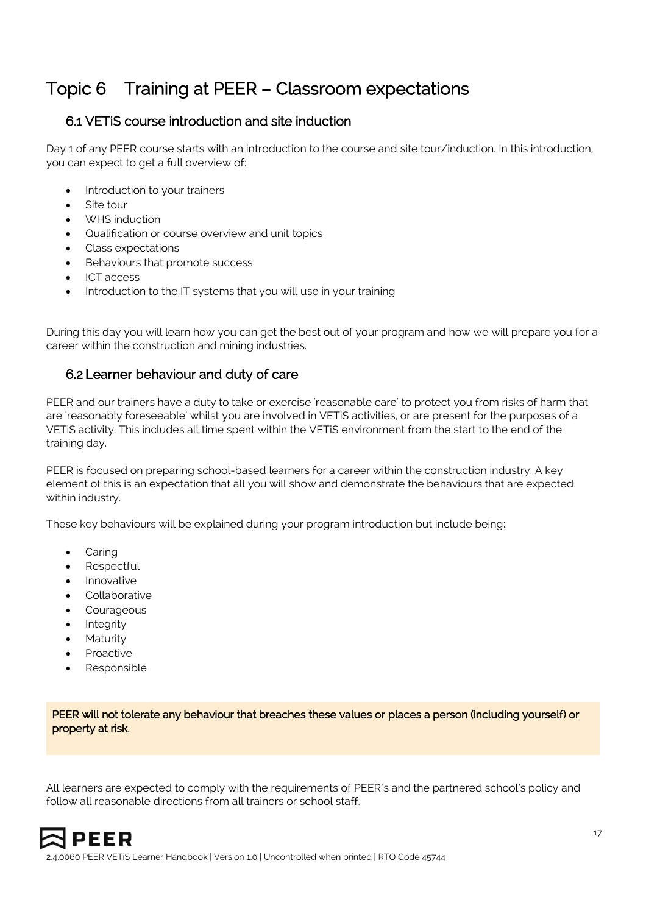# Topic 6 Training at PEER – Classroom expectations

## 6.1 VETiS course introduction and site induction

Day 1 of any PEER course starts with an introduction to the course and site tour/induction. In this introduction, you can expect to get a full overview of:

- Introduction to your trainers
- Site tour
- WHS induction
- Qualification or course overview and unit topics
- Class expectations
- Behaviours that promote success
- ICT access
- Introduction to the IT systems that you will use in your training

During this day you will learn how you can get the best out of your program and how we will prepare you for a career within the construction and mining industries.

## 6.2 Learner behaviour and duty of care

PEER and our trainers have a duty to take or exercise 'reasonable care' to protect you from risks of harm that are 'reasonably foreseeable' whilst you are involved in VETiS activities, or are present for the purposes of a VETiS activity. This includes all time spent within the VETiS environment from the start to the end of the training day.

PEER is focused on preparing school-based learners for a career within the construction industry. A key element of this is an expectation that all you will show and demonstrate the behaviours that are expected within industry.

These key behaviours will be explained during your program introduction but include being:

- Caring
- Respectful
- Innovative
- Collaborative
- Courageous
- Integrity
- Maturity
- Proactive
- Responsible

**PEER will not tolerate any behaviour that breaches these values or places a person (including yourself) or property at risk.**

All learners are expected to comply with the requirements of PEER's and the partnered school's policy and follow all reasonable directions from all trainers or school staff.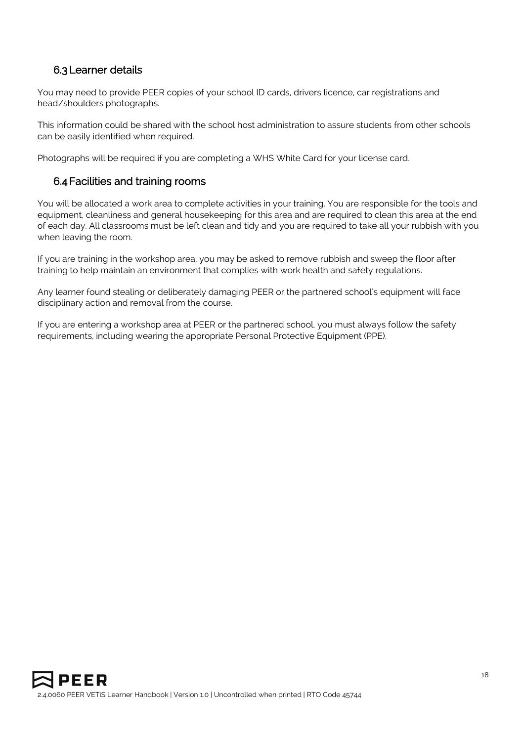## 6.3 Learner details

You may need to provide PEER copies of your school ID cards, drivers licence, car registrations and head/shoulders photographs.

This information could be shared with the school host administration to assure students from other schools can be easily identified when required.

Photographs will be required if you are completing a WHS White Card for your license card.

## 6.4 Facilities and training rooms

You will be allocated a work area to complete activities in your training. You are responsible for the tools and equipment, cleanliness and general housekeeping for this area and are required to clean this area at the end of each day. All classrooms must be left clean and tidy and you are required to take all your rubbish with you when leaving the room.

If you are training in the workshop area, you may be asked to remove rubbish and sweep the floor after training to help maintain an environment that complies with work health and safety regulations.

Any learner found stealing or deliberately damaging PEER or the partnered school's equipment will face disciplinary action and removal from the course.

If you are entering a workshop area at PEER or the partnered school, you must always follow the safety requirements, including wearing the appropriate Personal Protective Equipment (PPE).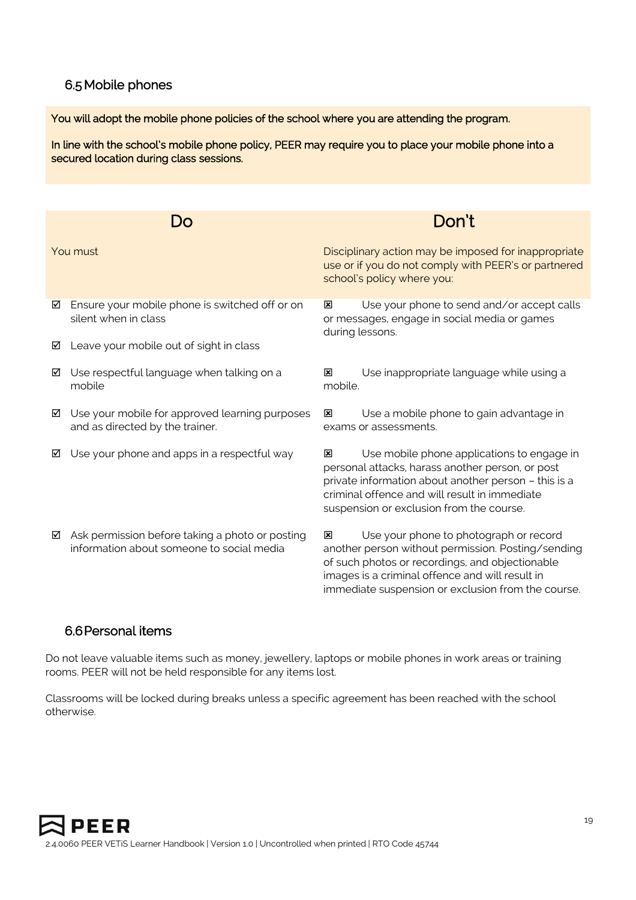## 6.5 Mobile phones

You will adopt the mobile phone policies of the school where you are attending the program.

In line with the school's mobile phone policy, PEER may require you to place your mobile phone into a secured location during class sessions.

| Do | Don't |
|---|---|
| You must | Disciplinary action may be imposed for inappropriate use or if you do not comply with PEER's or partnered school's policy where you: |
| ☑ Ensure your mobile phone is switched off or on silent when in class<br>☑ Leave your mobile out of sight in class | ☒ Use your phone to send and/or accept calls or messages, engage in social media or games during lessons. |
| ☑ Use respectful language when talking on a mobile | ☒ Use inappropriate language while using a mobile. |
| ☑ Use your mobile for approved learning purposes and as directed by the trainer. | ☒ Use a mobile phone to gain advantage in exams or assessments. |
| ☑ Use your phone and apps in a respectful way | ☒ Use mobile phone applications to engage in personal attacks, harass another person, or post private information about another person – this is a criminal offence and will result in immediate suspension or exclusion from the course. |
| ☑ Ask permission before taking a photo or posting information about someone to social media | ☒ Use your phone to photograph or record another person without permission. Posting/sending of such photos or recordings, and objectionable images is a criminal offence and will result in immediate suspension or exclusion from the course. |

## 6.6 Personal items

Do not leave valuable items such as money, jewellery, laptops or mobile phones in work areas or training rooms. PEER will not be held responsible for any items lost.

Classrooms will be locked during breaks unless a specific agreement has been reached with the school otherwise.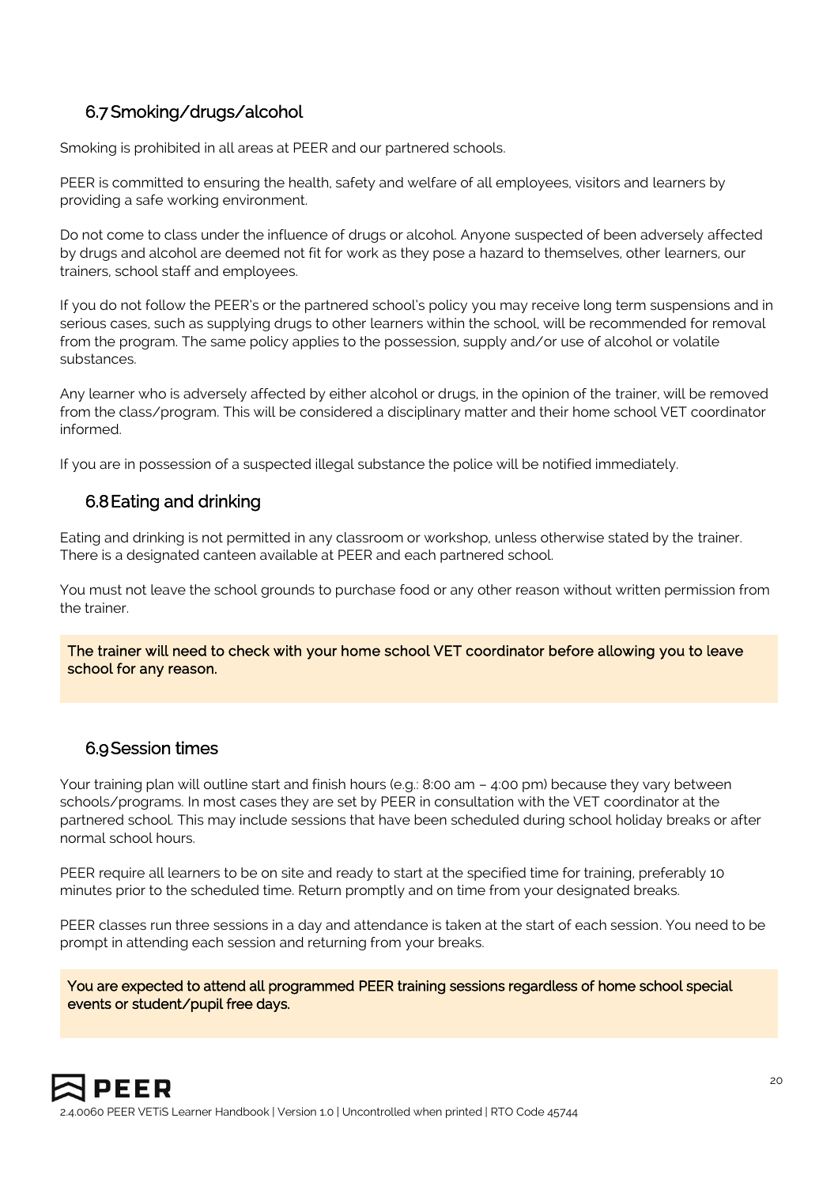## 6.7 Smoking/drugs/alcohol

Smoking is prohibited in all areas at PEER and our partnered schools.

PEER is committed to ensuring the health, safety and welfare of all employees, visitors and learners by providing a safe working environment.

Do not come to class under the influence of drugs or alcohol. Anyone suspected of been adversely affected by drugs and alcohol are deemed not fit for work as they pose a hazard to themselves, other learners, our trainers, school staff and employees.

If you do not follow the PEER's or the partnered school's policy you may receive long term suspensions and in serious cases, such as supplying drugs to other learners within the school, will be recommended for removal from the program. The same policy applies to the possession, supply and/or use of alcohol or volatile substances.

Any learner who is adversely affected by either alcohol or drugs, in the opinion of the trainer, will be removed from the class/program. This will be considered a disciplinary matter and their home school VET coordinator informed.

If you are in possession of a suspected illegal substance the police will be notified immediately.

## 6.8 Eating and drinking

Eating and drinking is not permitted in any classroom or workshop, unless otherwise stated by the trainer. There is a designated canteen available at PEER and each partnered school.

You must not leave the school grounds to purchase food or any other reason without written permission from the trainer.

The trainer will need to check with your home school VET coordinator before allowing you to leave school for any reason.

## 6.9 Session times

Your training plan will outline start and finish hours (e.g.: 8:00 am – 4:00 pm) because they vary between schools/programs. In most cases they are set by PEER in consultation with the VET coordinator at the partnered school. This may include sessions that have been scheduled during school holiday breaks or after normal school hours.

PEER require all learners to be on site and ready to start at the specified time for training, preferably 10 minutes prior to the scheduled time. Return promptly and on time from your designated breaks.

PEER classes run three sessions in a day and attendance is taken at the start of each session. You need to be prompt in attending each session and returning from your breaks.

You are expected to attend all programmed PEER training sessions regardless of home school special events or student/pupil free days.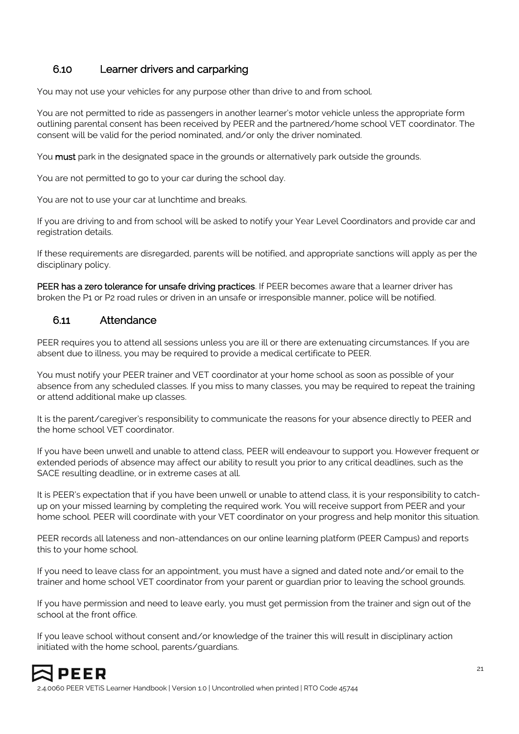## 6.10 Learner drivers and carparking

You may not use your vehicles for any purpose other than drive to and from school.

You are not permitted to ride as passengers in another learner's motor vehicle unless the appropriate form outlining parental consent has been received by PEER and the partnered/home school VET coordinator. The consent will be valid for the period nominated, and/or only the driver nominated.

You **must** park in the designated space in the grounds or alternatively park outside the grounds.

You are not permitted to go to your car during the school day.

You are not to use your car at lunchtime and breaks.

If you are driving to and from school will be asked to notify your Year Level Coordinators and provide car and registration details.

If these requirements are disregarded, parents will be notified, and appropriate sanctions will apply as per the disciplinary policy.

**PEER has a zero tolerance for unsafe driving practices**. If PEER becomes aware that a learner driver has broken the P1 or P2 road rules or driven in an unsafe or irresponsible manner, police will be notified.

## 6.11 Attendance

PEER requires you to attend all sessions unless you are ill or there are extenuating circumstances. If you are absent due to illness, you may be required to provide a medical certificate to PEER.

You must notify your PEER trainer and VET coordinator at your home school as soon as possible of your absence from any scheduled classes. If you miss to many classes, you may be required to repeat the training or attend additional make up classes.

It is the parent/caregiver's responsibility to communicate the reasons for your absence directly to PEER and the home school VET coordinator.

If you have been unwell and unable to attend class, PEER will endeavour to support you. However frequent or extended periods of absence may affect our ability to result you prior to any critical deadlines, such as the SACE resulting deadline, or in extreme cases at all.

It is PEER's expectation that if you have been unwell or unable to attend class, it is your responsibility to catch-up on your missed learning by completing the required work. You will receive support from PEER and your home school. PEER will coordinate with your VET coordinator on your progress and help monitor this situation.

PEER records all lateness and non-attendances on our online learning platform (PEER Campus) and reports this to your home school.

If you need to leave class for an appointment, you must have a signed and dated note and/or email to the trainer and home school VET coordinator from your parent or guardian prior to leaving the school grounds.

If you have permission and need to leave early, you must get permission from the trainer and sign out of the school at the front office.

If you leave school without consent and/or knowledge of the trainer this will result in disciplinary action initiated with the home school, parents/guardians.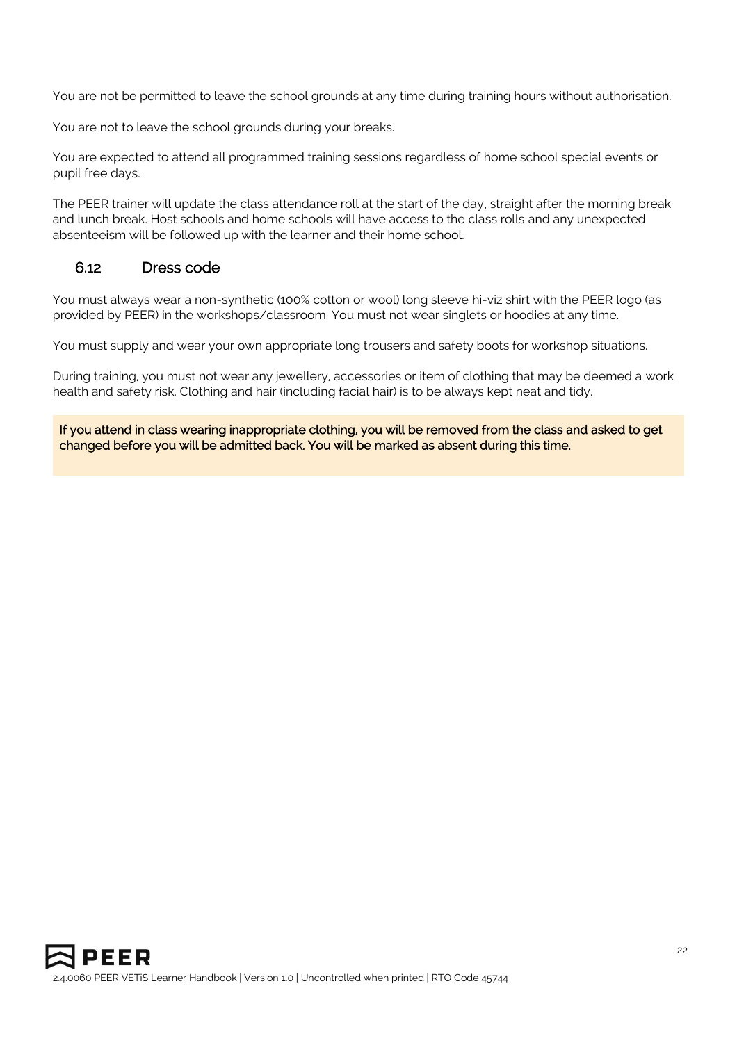You are not be permitted to leave the school grounds at any time during training hours without authorisation.

You are not to leave the school grounds during your breaks.

You are expected to attend all programmed training sessions regardless of home school special events or pupil free days.

The PEER trainer will update the class attendance roll at the start of the day, straight after the morning break and lunch break. Host schools and home schools will have access to the class rolls and any unexpected absenteeism will be followed up with the learner and their home school.

## 6.12 Dress code

You must always wear a non-synthetic (100% cotton or wool) long sleeve hi-viz shirt with the PEER logo (as provided by PEER) in the workshops/classroom. You must not wear singlets or hoodies at any time.

You must supply and wear your own appropriate long trousers and safety boots for workshop situations.

During training, you must not wear any jewellery, accessories or item of clothing that may be deemed a work health and safety risk. Clothing and hair (including facial hair) is to be always kept neat and tidy.

**If you attend in class wearing inappropriate clothing, you will be removed from the class and asked to get changed before you will be admitted back. You will be marked as absent during this time.**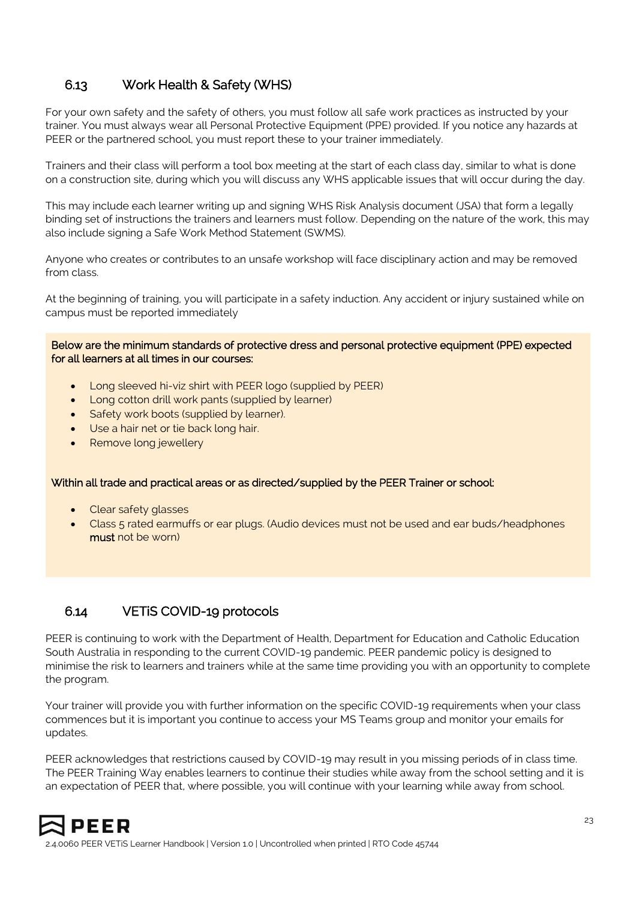## 6.13 Work Health & Safety (WHS)

For your own safety and the safety of others, you must follow all safe work practices as instructed by your trainer. You must always wear all Personal Protective Equipment (PPE) provided. If you notice any hazards at PEER or the partnered school, you must report these to your trainer immediately.

Trainers and their class will perform a tool box meeting at the start of each class day, similar to what is done on a construction site, during which you will discuss any WHS applicable issues that will occur during the day.

This may include each learner writing up and signing WHS Risk Analysis document (JSA) that form a legally binding set of instructions the trainers and learners must follow. Depending on the nature of the work, this may also include signing a Safe Work Method Statement (SWMS).

Anyone who creates or contributes to an unsafe workshop will face disciplinary action and may be removed from class.

At the beginning of training, you will participate in a safety induction. Any accident or injury sustained while on campus must be reported immediately

**Below are the minimum standards of protective dress and personal protective equipment (PPE) expected for all learners at all times in our courses:**

- Long sleeved hi-viz shirt with PEER logo (supplied by PEER)
- Long cotton drill work pants (supplied by learner)
- Safety work boots (supplied by learner).
- Use a hair net or tie back long hair.
- Remove long jewellery

**Within all trade and practical areas or as directed/supplied by the PEER Trainer or school:**

- Clear safety glasses
- Class 5 rated earmuffs or ear plugs. (Audio devices must not be used and ear buds/headphones **must** not be worn)

## 6.14 VETiS COVID-19 protocols

PEER is continuing to work with the Department of Health, Department for Education and Catholic Education South Australia in responding to the current COVID-19 pandemic. PEER pandemic policy is designed to minimise the risk to learners and trainers while at the same time providing you with an opportunity to complete the program.

Your trainer will provide you with further information on the specific COVID-19 requirements when your class commences but it is important you continue to access your MS Teams group and monitor your emails for updates.

PEER acknowledges that restrictions caused by COVID-19 may result in you missing periods of in class time. The PEER Training Way enables learners to continue their studies while away from the school setting and it is an expectation of PEER that, where possible, you will continue with your learning while away from school.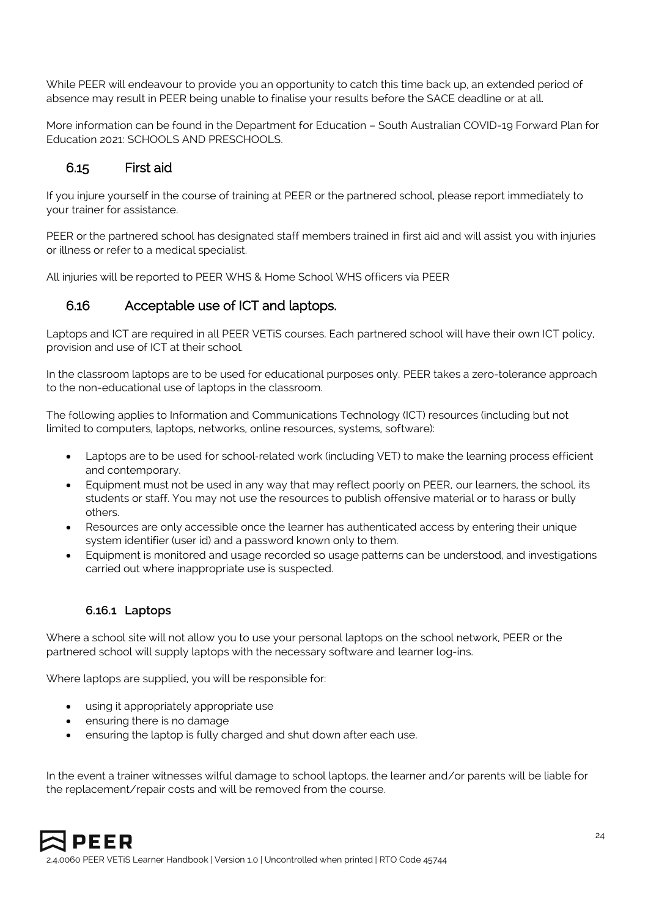While PEER will endeavour to provide you an opportunity to catch this time back up, an extended period of absence may result in PEER being unable to finalise your results before the SACE deadline or at all.

More information can be found in the Department for Education – South Australian COVID-19 Forward Plan for Education 2021: SCHOOLS AND PRESCHOOLS.

## 6.15 First aid

If you injure yourself in the course of training at PEER or the partnered school, please report immediately to your trainer for assistance.

PEER or the partnered school has designated staff members trained in first aid and will assist you with injuries or illness or refer to a medical specialist.

All injuries will be reported to PEER WHS & Home School WHS officers via PEER

## 6.16 Acceptable use of ICT and laptops.

Laptops and ICT are required in all PEER VETiS courses. Each partnered school will have their own ICT policy, provision and use of ICT at their school.

In the classroom laptops are to be used for educational purposes only. PEER takes a zero-tolerance approach to the non-educational use of laptops in the classroom.

The following applies to Information and Communications Technology (ICT) resources (including but not limited to computers, laptops, networks, online resources, systems, software):

- Laptops are to be used for school-related work (including VET) to make the learning process efficient and contemporary.
- Equipment must not be used in any way that may reflect poorly on PEER, our learners, the school, its students or staff. You may not use the resources to publish offensive material or to harass or bully others.
- Resources are only accessible once the learner has authenticated access by entering their unique system identifier (user id) and a password known only to them.
- Equipment is monitored and usage recorded so usage patterns can be understood, and investigations carried out where inappropriate use is suspected.

### 6.16.1 Laptops

Where a school site will not allow you to use your personal laptops on the school network, PEER or the partnered school will supply laptops with the necessary software and learner log-ins.

Where laptops are supplied, you will be responsible for:

- using it appropriately appropriate use
- ensuring there is no damage
- ensuring the laptop is fully charged and shut down after each use.

In the event a trainer witnesses wilful damage to school laptops, the learner and/or parents will be liable for the replacement/repair costs and will be removed from the course.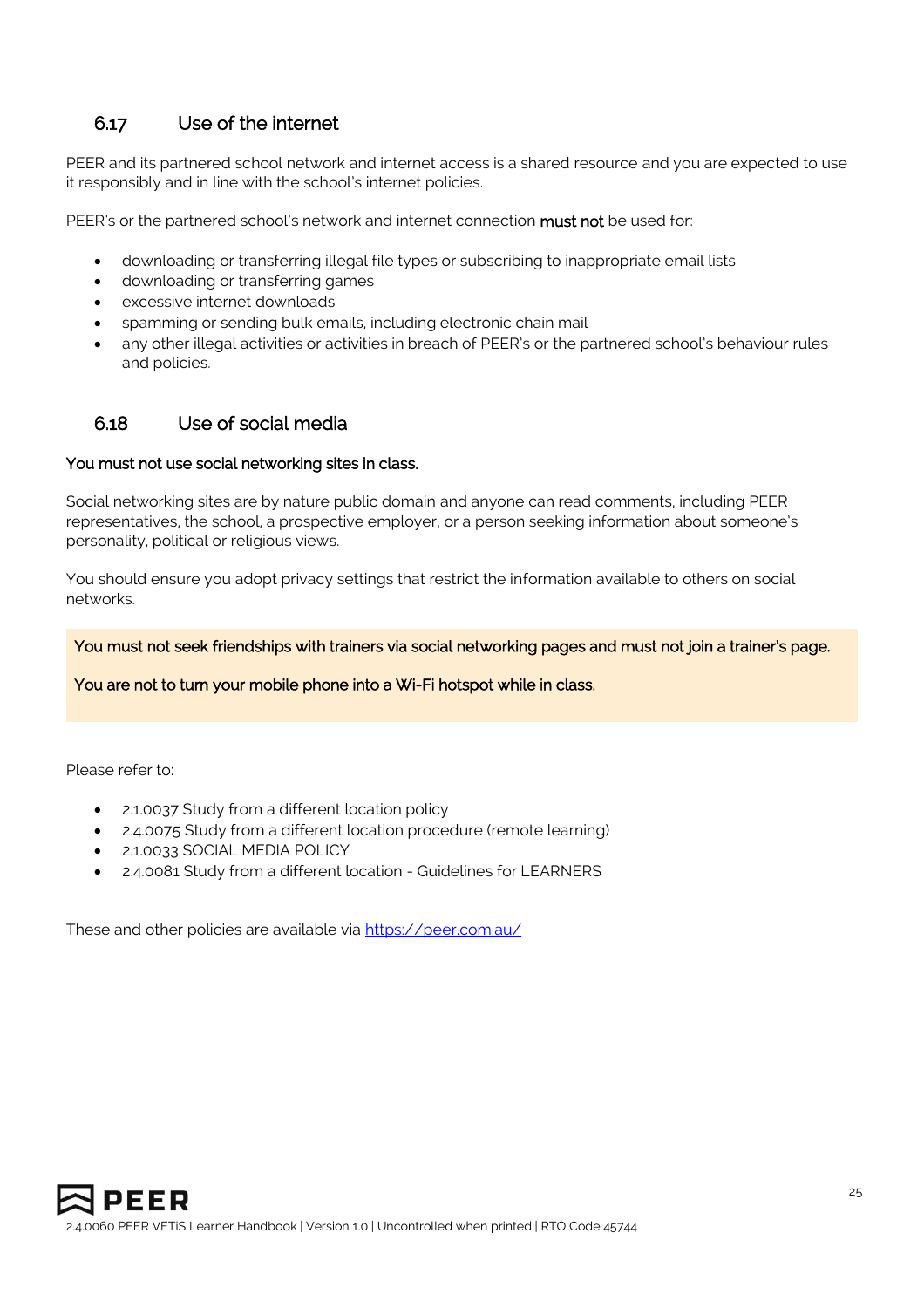## 6.17 Use of the internet

PEER and its partnered school network and internet access is a shared resource and you are expected to use it responsibly and in line with the school's internet policies.

PEER's or the partnered school's network and internet connection **must not** be used for:

- downloading or transferring illegal file types or subscribing to inappropriate email lists
- downloading or transferring games
- excessive internet downloads
- spamming or sending bulk emails, including electronic chain mail
- any other illegal activities or activities in breach of PEER's or the partnered school's behaviour rules and policies.

## 6.18 Use of social media

**You must not use social networking sites in class.**

Social networking sites are by nature public domain and anyone can read comments, including PEER representatives, the school, a prospective employer, or a person seeking information about someone's personality, political or religious views.

You should ensure you adopt privacy settings that restrict the information available to others on social networks.

**You must not seek friendships with trainers via social networking pages and must not join a trainer's page.**

**You are not to turn your mobile phone into a Wi-Fi hotspot while in class.**

Please refer to:

- 2.1.0037 Study from a different location policy
- 2.4.0075 Study from a different location procedure (remote learning)
- 2.1.0033 SOCIAL MEDIA POLICY
- 2.4.0081 Study from a different location - Guidelines for LEARNERS

These and other policies are available via https://peer.com.au/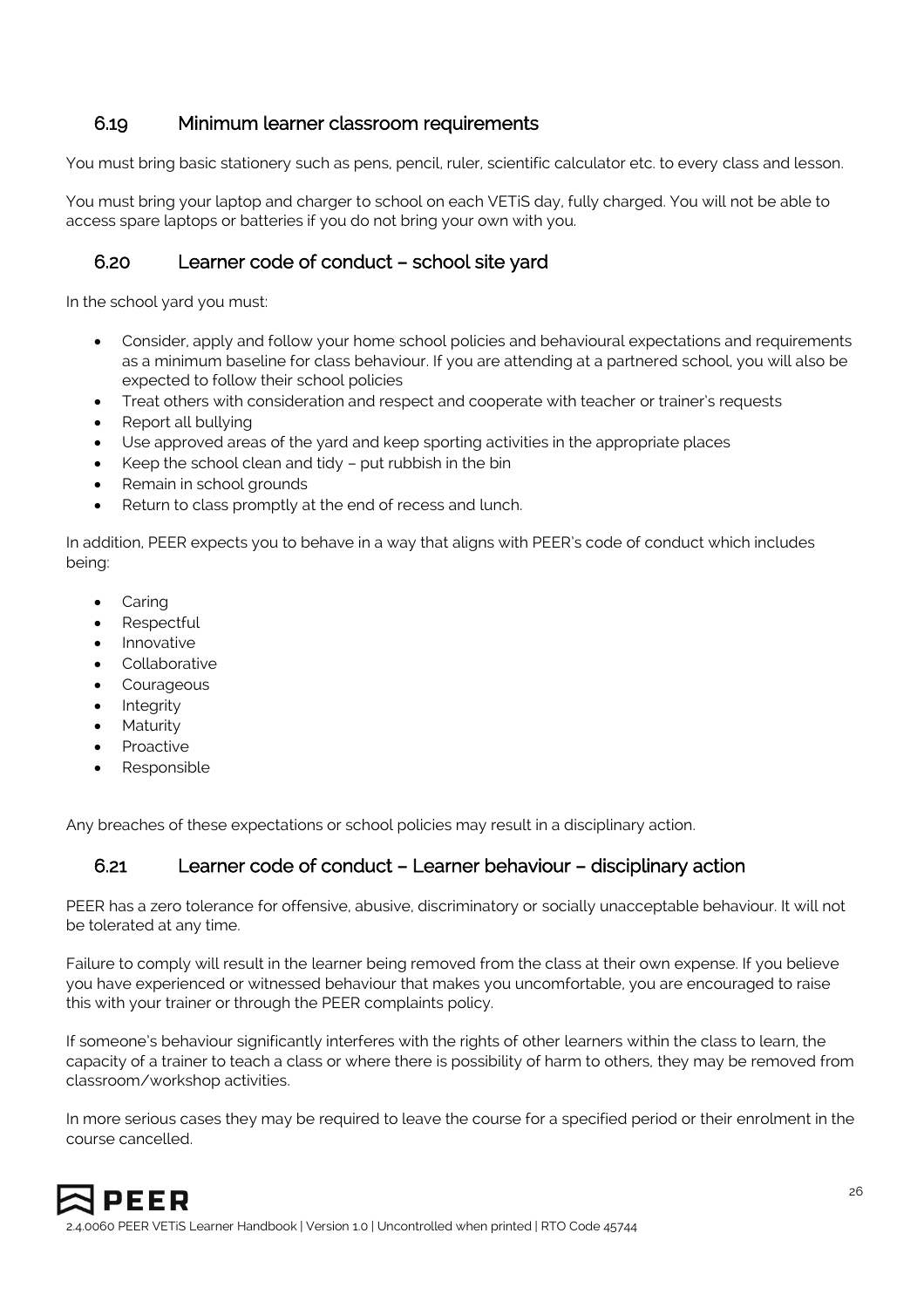## 6.19 Minimum learner classroom requirements

You must bring basic stationery such as pens, pencil, ruler, scientific calculator etc. to every class and lesson.

You must bring your laptop and charger to school on each VETiS day, fully charged. You will not be able to access spare laptops or batteries if you do not bring your own with you.

## 6.20 Learner code of conduct – school site yard

In the school yard you must:

- Consider, apply and follow your home school policies and behavioural expectations and requirements as a minimum baseline for class behaviour. If you are attending at a partnered school, you will also be expected to follow their school policies
- Treat others with consideration and respect and cooperate with teacher or trainer's requests
- Report all bullying
- Use approved areas of the yard and keep sporting activities in the appropriate places
- Keep the school clean and tidy – put rubbish in the bin
- Remain in school grounds
- Return to class promptly at the end of recess and lunch.

In addition, PEER expects you to behave in a way that aligns with PEER's code of conduct which includes being:

- Caring
- Respectful
- Innovative
- Collaborative
- Courageous
- Integrity
- Maturity
- Proactive
- Responsible

Any breaches of these expectations or school policies may result in a disciplinary action.

## 6.21 Learner code of conduct – Learner behaviour – disciplinary action

PEER has a zero tolerance for offensive, abusive, discriminatory or socially unacceptable behaviour. It will not be tolerated at any time.

Failure to comply will result in the learner being removed from the class at their own expense. If you believe you have experienced or witnessed behaviour that makes you uncomfortable, you are encouraged to raise this with your trainer or through the PEER complaints policy.

If someone's behaviour significantly interferes with the rights of other learners within the class to learn, the capacity of a trainer to teach a class or where there is possibility of harm to others, they may be removed from classroom/workshop activities.

In more serious cases they may be required to leave the course for a specified period or their enrolment in the course cancelled.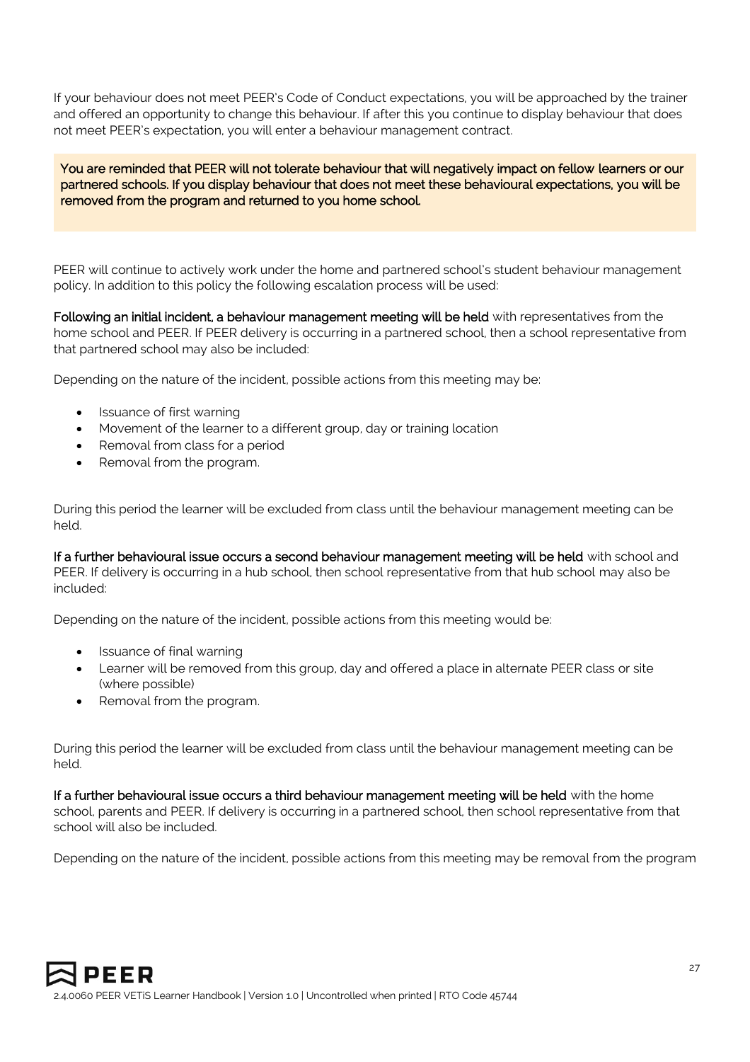If your behaviour does not meet PEER's Code of Conduct expectations, you will be approached by the trainer and offered an opportunity to change this behaviour. If after this you continue to display behaviour that does not meet PEER's expectation, you will enter a behaviour management contract.

> You are reminded that PEER will not tolerate behaviour that will negatively impact on fellow learners or our partnered schools. If you display behaviour that does not meet these behavioural expectations, you will be removed from the program and returned to you home school.

PEER will continue to actively work under the home and partnered school's student behaviour management policy. In addition to this policy the following escalation process will be used:

**Following an initial incident, a behaviour management meeting will be held** with representatives from the home school and PEER. If PEER delivery is occurring in a partnered school, then a school representative from that partnered school may also be included:

Depending on the nature of the incident, possible actions from this meeting may be:

- Issuance of first warning
- Movement of the learner to a different group, day or training location
- Removal from class for a period
- Removal from the program.

During this period the learner will be excluded from class until the behaviour management meeting can be held.

**If a further behavioural issue occurs a second behaviour management meeting will be held** with school and PEER. If delivery is occurring in a hub school, then school representative from that hub school may also be included:

Depending on the nature of the incident, possible actions from this meeting would be:

- Issuance of final warning
- Learner will be removed from this group, day and offered a place in alternate PEER class or site (where possible)
- Removal from the program.

During this period the learner will be excluded from class until the behaviour management meeting can be held.

**If a further behavioural issue occurs a third behaviour management meeting will be held** with the home school, parents and PEER. If delivery is occurring in a partnered school, then school representative from that school will also be included.

Depending on the nature of the incident, possible actions from this meeting may be removal from the program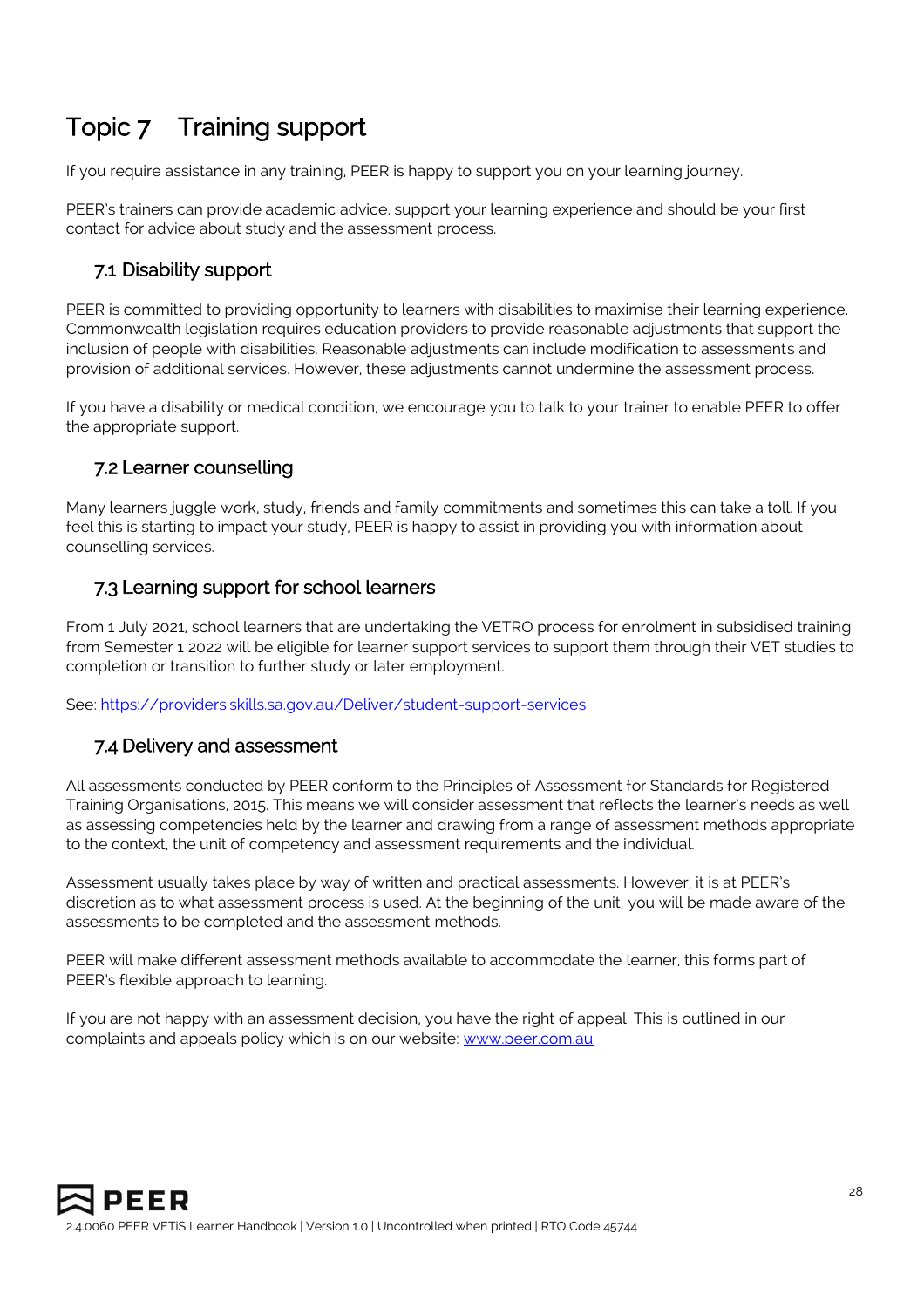# Topic 7 Training support

If you require assistance in any training, PEER is happy to support you on your learning journey.

PEER's trainers can provide academic advice, support your learning experience and should be your first contact for advice about study and the assessment process.

## 7.1 Disability support

PEER is committed to providing opportunity to learners with disabilities to maximise their learning experience. Commonwealth legislation requires education providers to provide reasonable adjustments that support the inclusion of people with disabilities. Reasonable adjustments can include modification to assessments and provision of additional services. However, these adjustments cannot undermine the assessment process.

If you have a disability or medical condition, we encourage you to talk to your trainer to enable PEER to offer the appropriate support.

## 7.2 Learner counselling

Many learners juggle work, study, friends and family commitments and sometimes this can take a toll. If you feel this is starting to impact your study, PEER is happy to assist in providing you with information about counselling services.

## 7.3 Learning support for school learners

From 1 July 2021, school learners that are undertaking the VETRO process for enrolment in subsidised training from Semester 1 2022 will be eligible for learner support services to support them through their VET studies to completion or transition to further study or later employment.

See: https://providers.skills.sa.gov.au/Deliver/student-support-services

## 7.4 Delivery and assessment

All assessments conducted by PEER conform to the Principles of Assessment for Standards for Registered Training Organisations, 2015. This means we will consider assessment that reflects the learner's needs as well as assessing competencies held by the learner and drawing from a range of assessment methods appropriate to the context, the unit of competency and assessment requirements and the individual.

Assessment usually takes place by way of written and practical assessments. However, it is at PEER's discretion as to what assessment process is used. At the beginning of the unit, you will be made aware of the assessments to be completed and the assessment methods.

PEER will make different assessment methods available to accommodate the learner, this forms part of PEER's flexible approach to learning.

If you are not happy with an assessment decision, you have the right of appeal. This is outlined in our complaints and appeals policy which is on our website: www.peer.com.au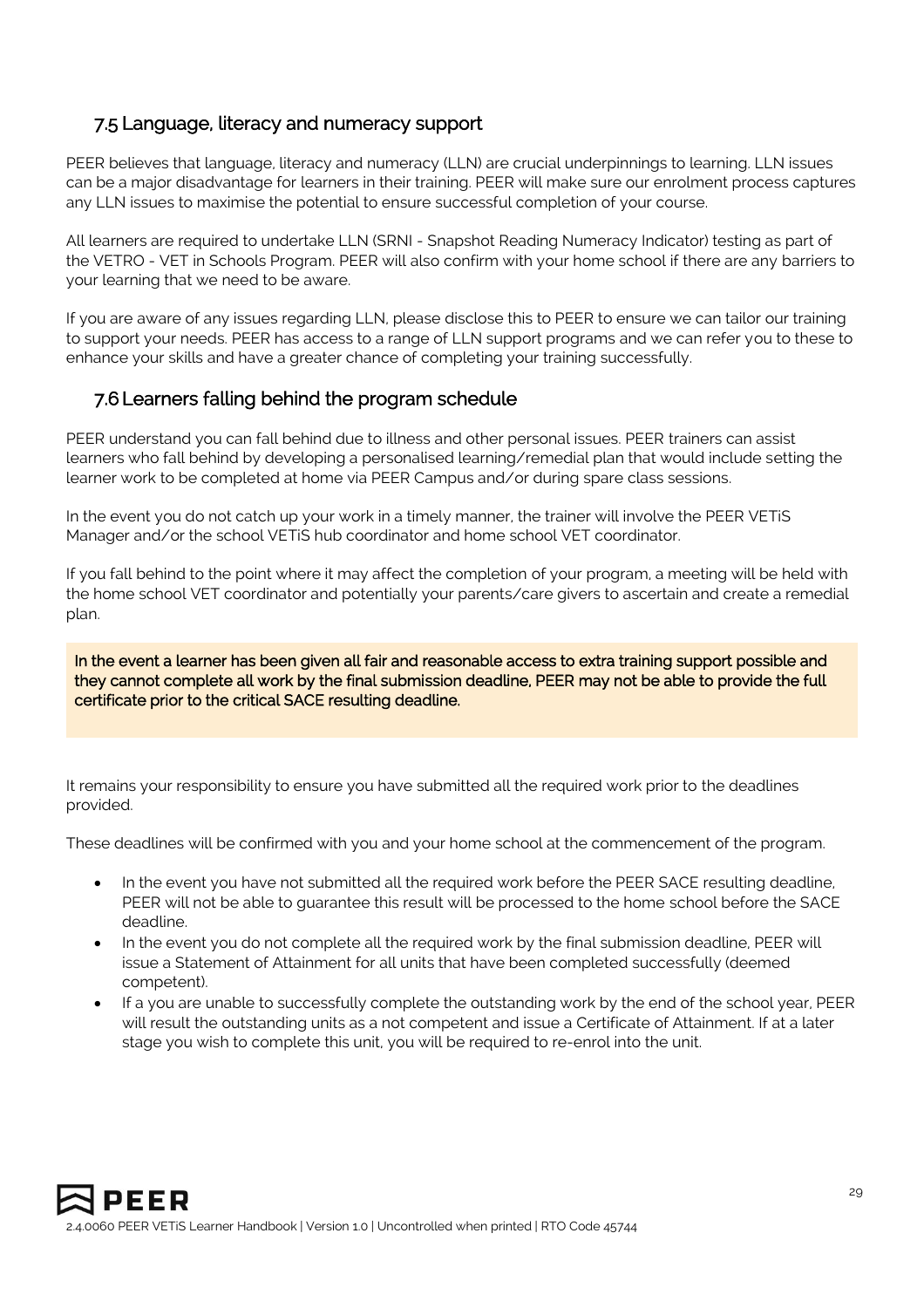## 7.5 Language, literacy and numeracy support

PEER believes that language, literacy and numeracy (LLN) are crucial underpinnings to learning. LLN issues can be a major disadvantage for learners in their training. PEER will make sure our enrolment process captures any LLN issues to maximise the potential to ensure successful completion of your course.

All learners are required to undertake LLN (SRNI - Snapshot Reading Numeracy Indicator) testing as part of the VETRO - VET in Schools Program. PEER will also confirm with your home school if there are any barriers to your learning that we need to be aware.

If you are aware of any issues regarding LLN, please disclose this to PEER to ensure we can tailor our training to support your needs. PEER has access to a range of LLN support programs and we can refer you to these to enhance your skills and have a greater chance of completing your training successfully.

## 7.6 Learners falling behind the program schedule

PEER understand you can fall behind due to illness and other personal issues. PEER trainers can assist learners who fall behind by developing a personalised learning/remedial plan that would include setting the learner work to be completed at home via PEER Campus and/or during spare class sessions.

In the event you do not catch up your work in a timely manner, the trainer will involve the PEER VETiS Manager and/or the school VETiS hub coordinator and home school VET coordinator.

If you fall behind to the point where it may affect the completion of your program, a meeting will be held with the home school VET coordinator and potentially your parents/care givers to ascertain and create a remedial plan.

**In the event a learner has been given all fair and reasonable access to extra training support possible and they cannot complete all work by the final submission deadline, PEER may not be able to provide the full certificate prior to the critical SACE resulting deadline.**

It remains your responsibility to ensure you have submitted all the required work prior to the deadlines provided.

These deadlines will be confirmed with you and your home school at the commencement of the program.

- In the event you have not submitted all the required work before the PEER SACE resulting deadline, PEER will not be able to guarantee this result will be processed to the home school before the SACE deadline.
- In the event you do not complete all the required work by the final submission deadline, PEER will issue a Statement of Attainment for all units that have been completed successfully (deemed competent).
- If a you are unable to successfully complete the outstanding work by the end of the school year, PEER will result the outstanding units as a not competent and issue a Certificate of Attainment. If at a later stage you wish to complete this unit, you will be required to re-enrol into the unit.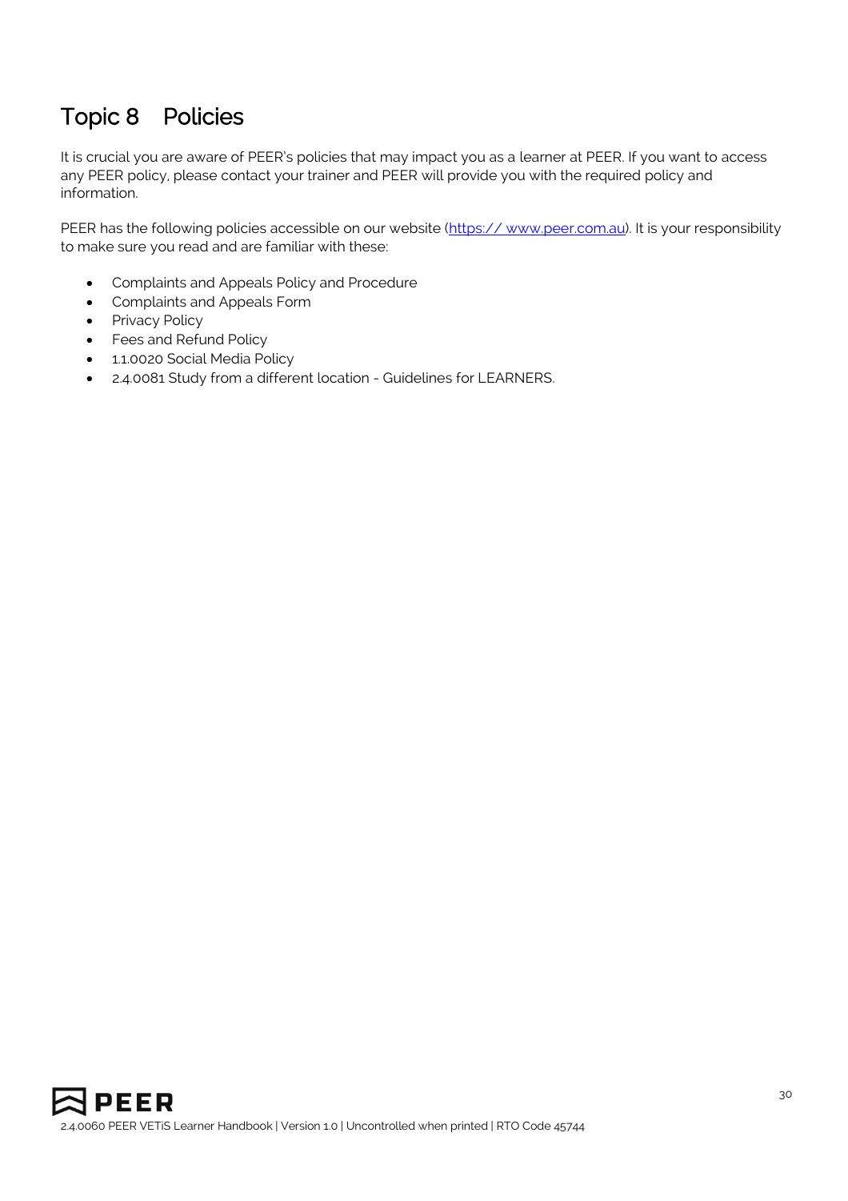# Topic 8 Policies

It is crucial you are aware of PEER's policies that may impact you as a learner at PEER. If you want to access any PEER policy, please contact your trainer and PEER will provide you with the required policy and information.

PEER has the following policies accessible on our website (https:// www.peer.com.au). It is your responsibility to make sure you read and are familiar with these:

- Complaints and Appeals Policy and Procedure
- Complaints and Appeals Form
- Privacy Policy
- Fees and Refund Policy
- 1.1.0020 Social Media Policy
- 2.4.0081 Study from a different location - Guidelines for LEARNERS.